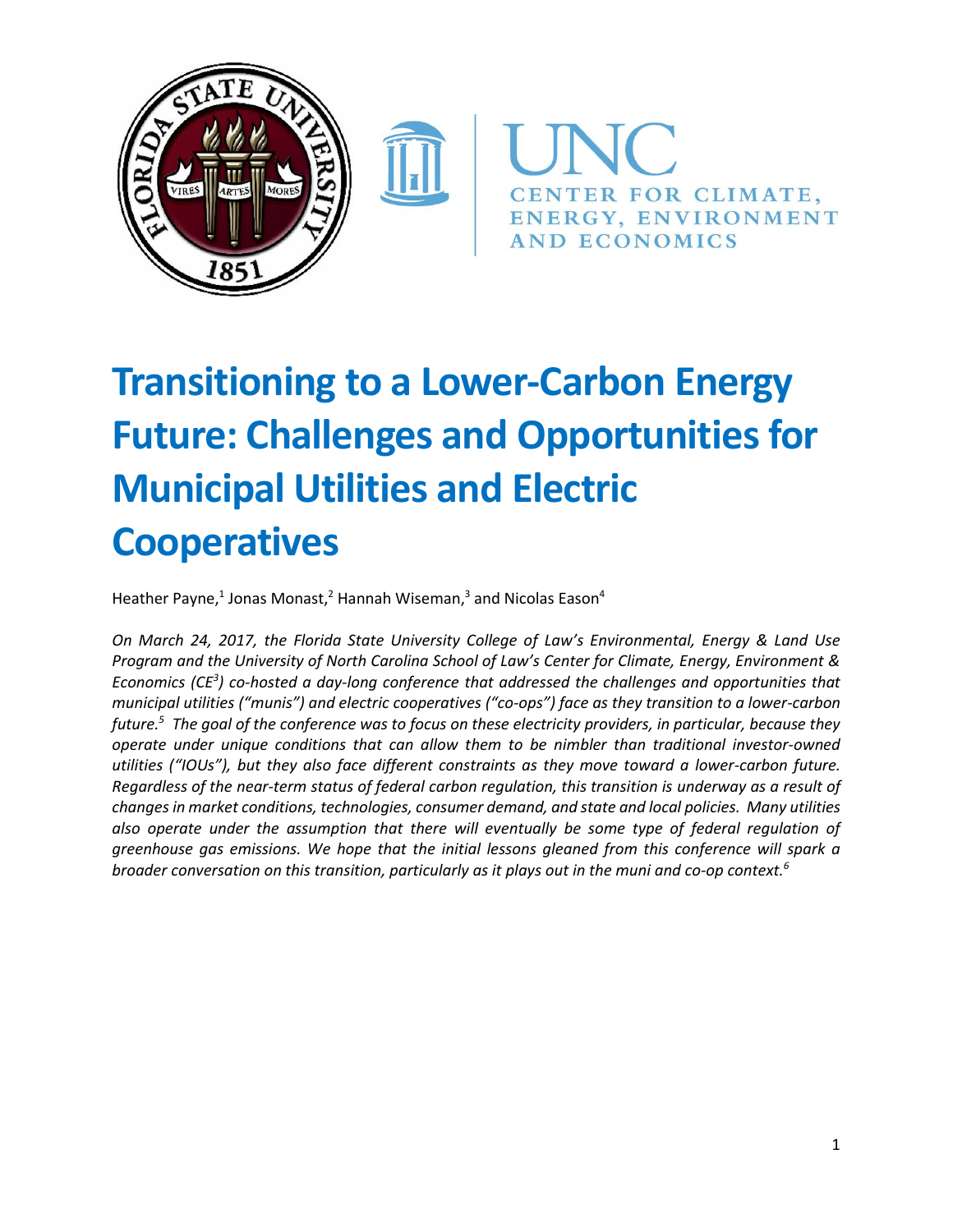# Transitioning to a Lower-Carbon Energy Future: Challenges and Opportunities for Municipal Utilities and Electric Cooperatives

Heather Payne,[1] Jonas Monast,[2] Hannah Wiseman,[3] and Nicolas Eason[4]

*On March 24, 2017, the Florida State University College of Law's Environmental, Energy & Land Use Program and the University of North Carolina School of Law's Center for Climate, Energy, Environment & Economics (CE³) co-hosted a day-long conference that addressed the challenges and opportunities that municipal utilities ("munis") and electric cooperatives ("co-ops") face as they transition to a lower-carbon future.[5] The goal of the conference was to focus on these electricity providers, in particular, because they operate under unique conditions that can allow them to be nimbler than traditional investor-owned utilities ("IOUs"), but they also face different constraints as they move toward a lower-carbon future. Regardless of the near-term status of federal carbon regulation, this transition is underway as a result of changes in market conditions, technologies, consumer demand, and state and local policies. Many utilities also operate under the assumption that there will eventually be some type of federal regulation of greenhouse gas emissions. We hope that the initial lessons gleaned from this conference will spark a broader conversation on this transition, particularly as it plays out in the muni and co-op context.[6]*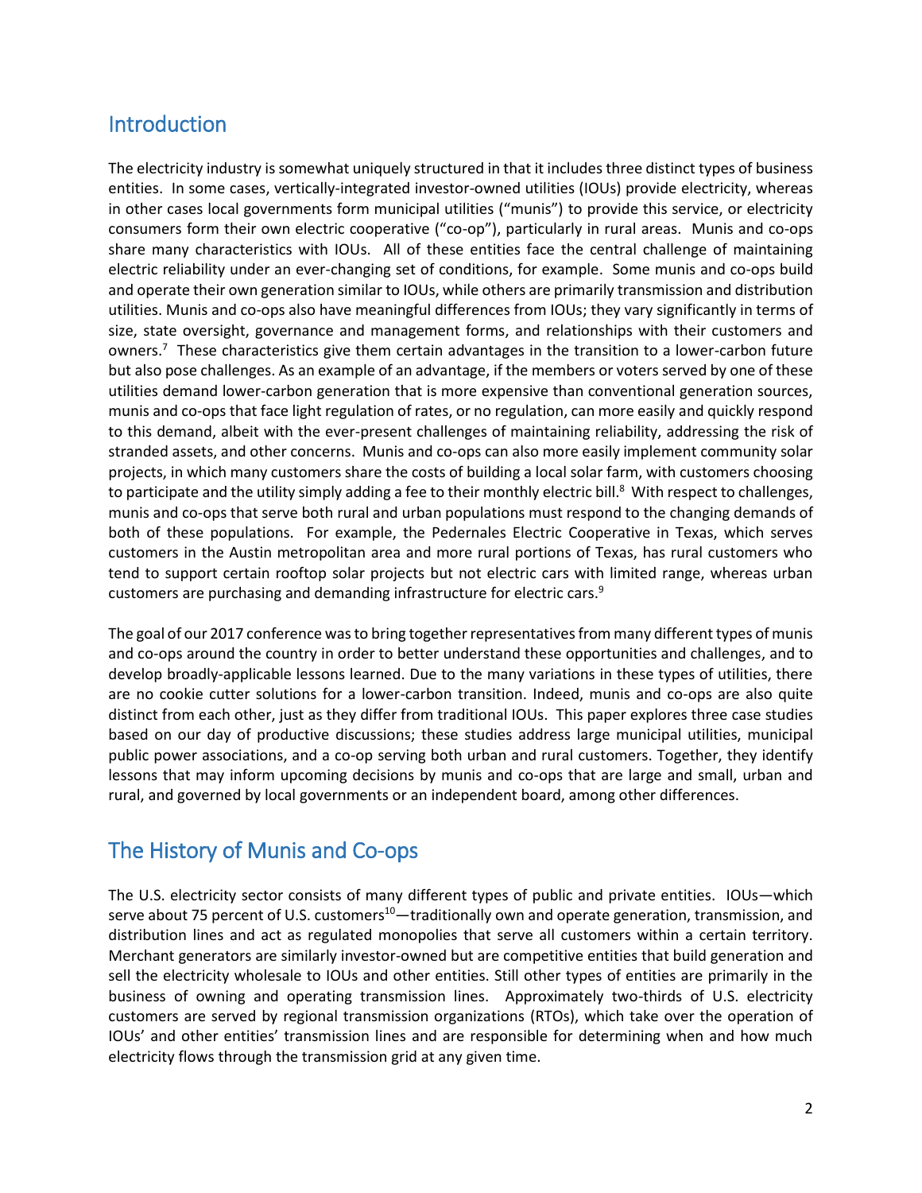## Introduction

The electricity industry is somewhat uniquely structured in that it includes three distinct types of business entities. In some cases, vertically-integrated investor-owned utilities (IOUs) provide electricity, whereas in other cases local governments form municipal utilities ("munis") to provide this service, or electricity consumers form their own electric cooperative ("co-op"), particularly in rural areas. Munis and co-ops share many characteristics with IOUs. All of these entities face the central challenge of maintaining electric reliability under an ever-changing set of conditions, for example. Some munis and co-ops build and operate their own generation similar to IOUs, while others are primarily transmission and distribution utilities. Munis and co-ops also have meaningful differences from IOUs; they vary significantly in terms of size, state oversight, governance and management forms, and relationships with their customers and owners.[7] These characteristics give them certain advantages in the transition to a lower-carbon future but also pose challenges. As an example of an advantage, if the members or voters served by one of these utilities demand lower-carbon generation that is more expensive than conventional generation sources, munis and co-ops that face light regulation of rates, or no regulation, can more easily and quickly respond to this demand, albeit with the ever-present challenges of maintaining reliability, addressing the risk of stranded assets, and other concerns. Munis and co-ops can also more easily implement community solar projects, in which many customers share the costs of building a local solar farm, with customers choosing to participate and the utility simply adding a fee to their monthly electric bill.[8] With respect to challenges, munis and co-ops that serve both rural and urban populations must respond to the changing demands of both of these populations. For example, the Pedernales Electric Cooperative in Texas, which serves customers in the Austin metropolitan area and more rural portions of Texas, has rural customers who tend to support certain rooftop solar projects but not electric cars with limited range, whereas urban customers are purchasing and demanding infrastructure for electric cars.[9]

The goal of our 2017 conference was to bring together representatives from many different types of munis and co-ops around the country in order to better understand these opportunities and challenges, and to develop broadly-applicable lessons learned. Due to the many variations in these types of utilities, there are no cookie cutter solutions for a lower-carbon transition. Indeed, munis and co-ops are also quite distinct from each other, just as they differ from traditional IOUs. This paper explores three case studies based on our day of productive discussions; these studies address large municipal utilities, municipal public power associations, and a co-op serving both urban and rural customers. Together, they identify lessons that may inform upcoming decisions by munis and co-ops that are large and small, urban and rural, and governed by local governments or an independent board, among other differences.

## The History of Munis and Co-ops

The U.S. electricity sector consists of many different types of public and private entities. IOUs—which serve about 75 percent of U.S. customers[10]—traditionally own and operate generation, transmission, and distribution lines and act as regulated monopolies that serve all customers within a certain territory. Merchant generators are similarly investor-owned but are competitive entities that build generation and sell the electricity wholesale to IOUs and other entities. Still other types of entities are primarily in the business of owning and operating transmission lines. Approximately two-thirds of U.S. electricity customers are served by regional transmission organizations (RTOs), which take over the operation of IOUs' and other entities' transmission lines and are responsible for determining when and how much electricity flows through the transmission grid at any given time.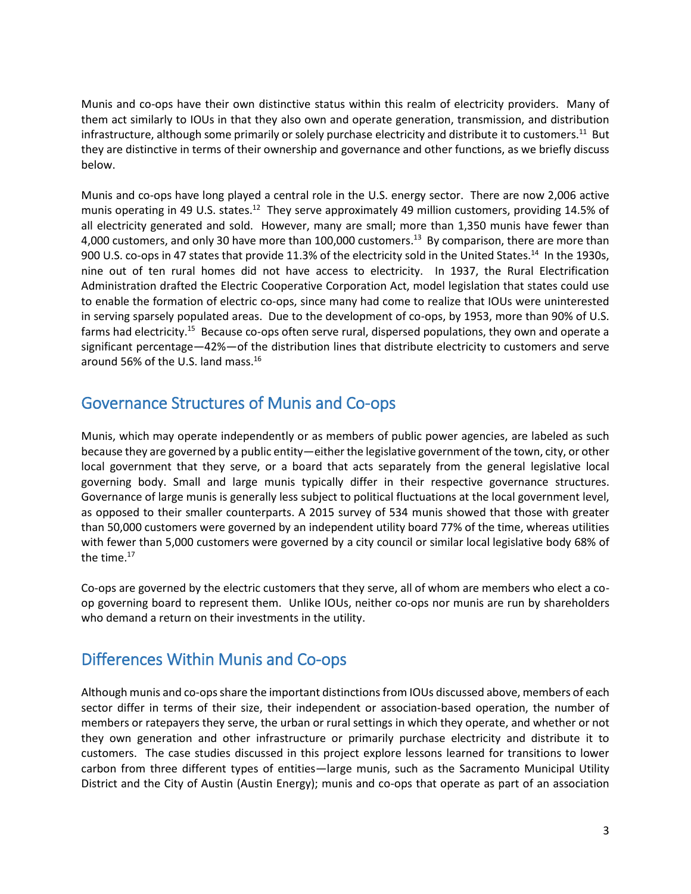Munis and co-ops have their own distinctive status within this realm of electricity providers. Many of them act similarly to IOUs in that they also own and operate generation, transmission, and distribution infrastructure, although some primarily or solely purchase electricity and distribute it to customers.[11] But they are distinctive in terms of their ownership and governance and other functions, as we briefly discuss below.

Munis and co-ops have long played a central role in the U.S. energy sector. There are now 2,006 active munis operating in 49 U.S. states.[12] They serve approximately 49 million customers, providing 14.5% of all electricity generated and sold. However, many are small; more than 1,350 munis have fewer than 4,000 customers, and only 30 have more than 100,000 customers.[13] By comparison, there are more than 900 U.S. co-ops in 47 states that provide 11.3% of the electricity sold in the United States.[14] In the 1930s, nine out of ten rural homes did not have access to electricity. In 1937, the Rural Electrification Administration drafted the Electric Cooperative Corporation Act, model legislation that states could use to enable the formation of electric co-ops, since many had come to realize that IOUs were uninterested in serving sparsely populated areas. Due to the development of co-ops, by 1953, more than 90% of U.S. farms had electricity.[15] Because co-ops often serve rural, dispersed populations, they own and operate a significant percentage—42%—of the distribution lines that distribute electricity to customers and serve around 56% of the U.S. land mass.[16]

## Governance Structures of Munis and Co-ops

Munis, which may operate independently or as members of public power agencies, are labeled as such because they are governed by a public entity—either the legislative government of the town, city, or other local government that they serve, or a board that acts separately from the general legislative local governing body. Small and large munis typically differ in their respective governance structures. Governance of large munis is generally less subject to political fluctuations at the local government level, as opposed to their smaller counterparts. A 2015 survey of 534 munis showed that those with greater than 50,000 customers were governed by an independent utility board 77% of the time, whereas utilities with fewer than 5,000 customers were governed by a city council or similar local legislative body 68% of the time.[17]

Co-ops are governed by the electric customers that they serve, all of whom are members who elect a co-op governing board to represent them. Unlike IOUs, neither co-ops nor munis are run by shareholders who demand a return on their investments in the utility.

## Differences Within Munis and Co-ops

Although munis and co-ops share the important distinctions from IOUs discussed above, members of each sector differ in terms of their size, their independent or association-based operation, the number of members or ratepayers they serve, the urban or rural settings in which they operate, and whether or not they own generation and other infrastructure or primarily purchase electricity and distribute it to customers. The case studies discussed in this project explore lessons learned for transitions to lower carbon from three different types of entities—large munis, such as the Sacramento Municipal Utility District and the City of Austin (Austin Energy); munis and co-ops that operate as part of an association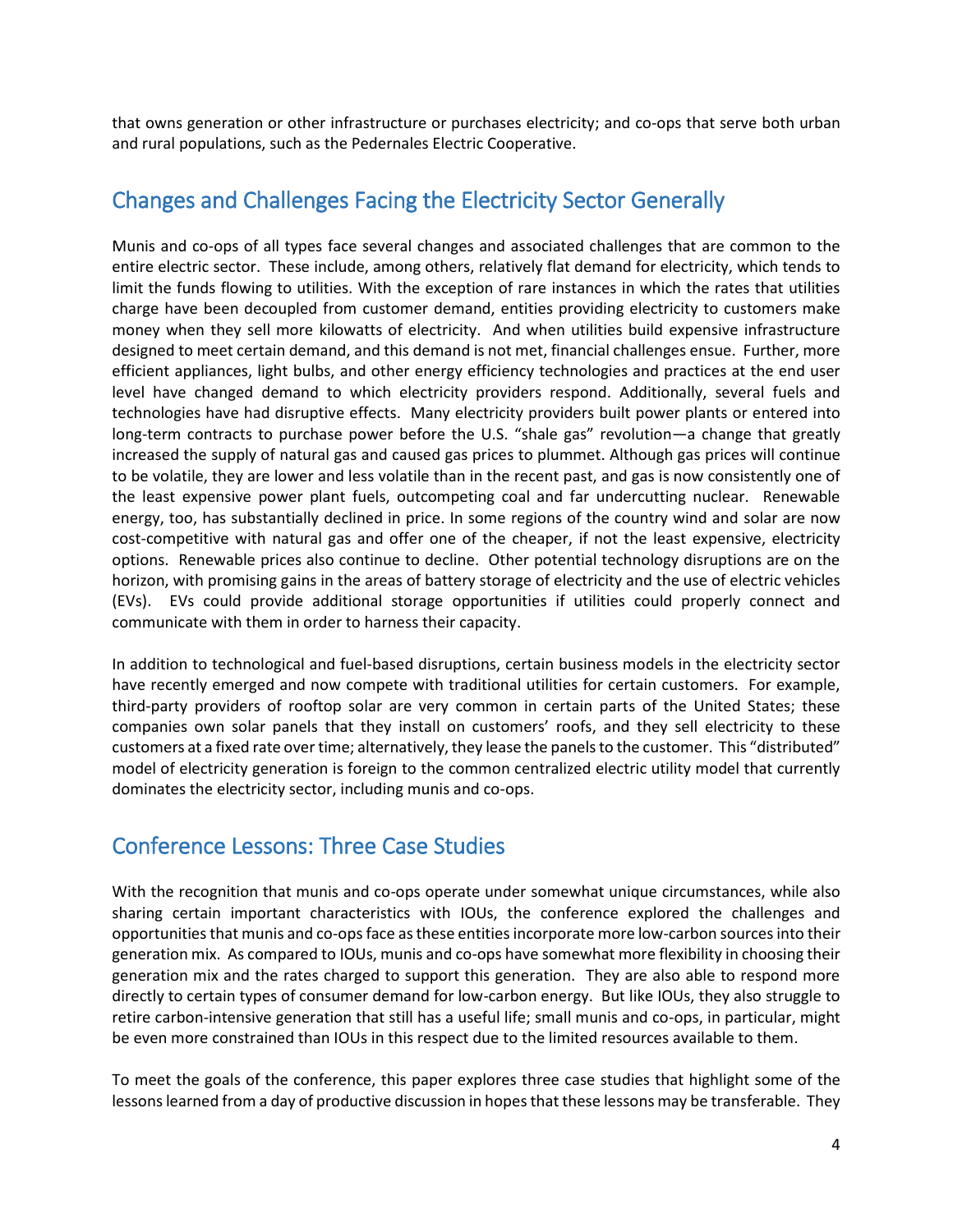that owns generation or other infrastructure or purchases electricity; and co-ops that serve both urban and rural populations, such as the Pedernales Electric Cooperative.

## Changes and Challenges Facing the Electricity Sector Generally

Munis and co-ops of all types face several changes and associated challenges that are common to the entire electric sector. These include, among others, relatively flat demand for electricity, which tends to limit the funds flowing to utilities. With the exception of rare instances in which the rates that utilities charge have been decoupled from customer demand, entities providing electricity to customers make money when they sell more kilowatts of electricity. And when utilities build expensive infrastructure designed to meet certain demand, and this demand is not met, financial challenges ensue. Further, more efficient appliances, light bulbs, and other energy efficiency technologies and practices at the end user level have changed demand to which electricity providers respond. Additionally, several fuels and technologies have had disruptive effects. Many electricity providers built power plants or entered into long-term contracts to purchase power before the U.S. "shale gas" revolution—a change that greatly increased the supply of natural gas and caused gas prices to plummet. Although gas prices will continue to be volatile, they are lower and less volatile than in the recent past, and gas is now consistently one of the least expensive power plant fuels, outcompeting coal and far undercutting nuclear. Renewable energy, too, has substantially declined in price. In some regions of the country wind and solar are now cost-competitive with natural gas and offer one of the cheaper, if not the least expensive, electricity options. Renewable prices also continue to decline. Other potential technology disruptions are on the horizon, with promising gains in the areas of battery storage of electricity and the use of electric vehicles (EVs). EVs could provide additional storage opportunities if utilities could properly connect and communicate with them in order to harness their capacity.

In addition to technological and fuel-based disruptions, certain business models in the electricity sector have recently emerged and now compete with traditional utilities for certain customers. For example, third-party providers of rooftop solar are very common in certain parts of the United States; these companies own solar panels that they install on customers' roofs, and they sell electricity to these customers at a fixed rate over time; alternatively, they lease the panels to the customer. This "distributed" model of electricity generation is foreign to the common centralized electric utility model that currently dominates the electricity sector, including munis and co-ops.

## Conference Lessons: Three Case Studies

With the recognition that munis and co-ops operate under somewhat unique circumstances, while also sharing certain important characteristics with IOUs, the conference explored the challenges and opportunities that munis and co-ops face as these entities incorporate more low-carbon sources into their generation mix. As compared to IOUs, munis and co-ops have somewhat more flexibility in choosing their generation mix and the rates charged to support this generation. They are also able to respond more directly to certain types of consumer demand for low-carbon energy. But like IOUs, they also struggle to retire carbon-intensive generation that still has a useful life; small munis and co-ops, in particular, might be even more constrained than IOUs in this respect due to the limited resources available to them.

To meet the goals of the conference, this paper explores three case studies that highlight some of the lessons learned from a day of productive discussion in hopes that these lessons may be transferable. They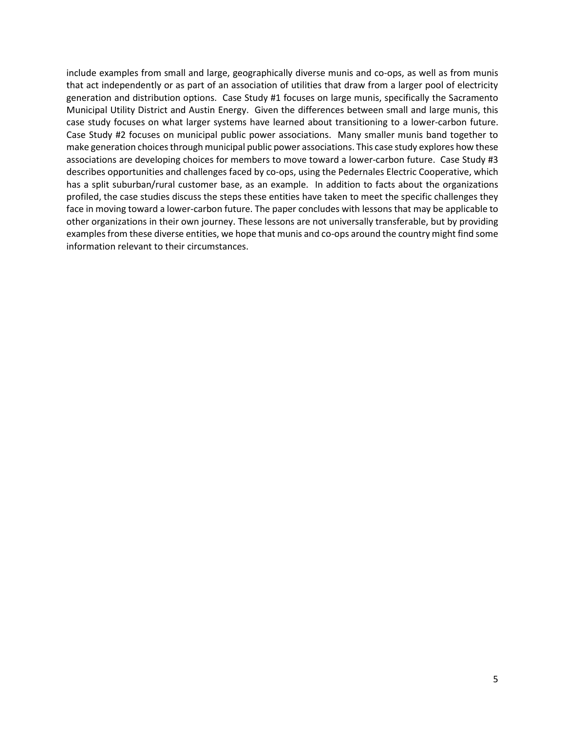include examples from small and large, geographically diverse munis and co-ops, as well as from munis that act independently or as part of an association of utilities that draw from a larger pool of electricity generation and distribution options. Case Study #1 focuses on large munis, specifically the Sacramento Municipal Utility District and Austin Energy. Given the differences between small and large munis, this case study focuses on what larger systems have learned about transitioning to a lower-carbon future. Case Study #2 focuses on municipal public power associations. Many smaller munis band together to make generation choices through municipal public power associations. This case study explores how these associations are developing choices for members to move toward a lower-carbon future. Case Study #3 describes opportunities and challenges faced by co-ops, using the Pedernales Electric Cooperative, which has a split suburban/rural customer base, as an example. In addition to facts about the organizations profiled, the case studies discuss the steps these entities have taken to meet the specific challenges they face in moving toward a lower-carbon future. The paper concludes with lessons that may be applicable to other organizations in their own journey. These lessons are not universally transferable, but by providing examples from these diverse entities, we hope that munis and co-ops around the country might find some information relevant to their circumstances.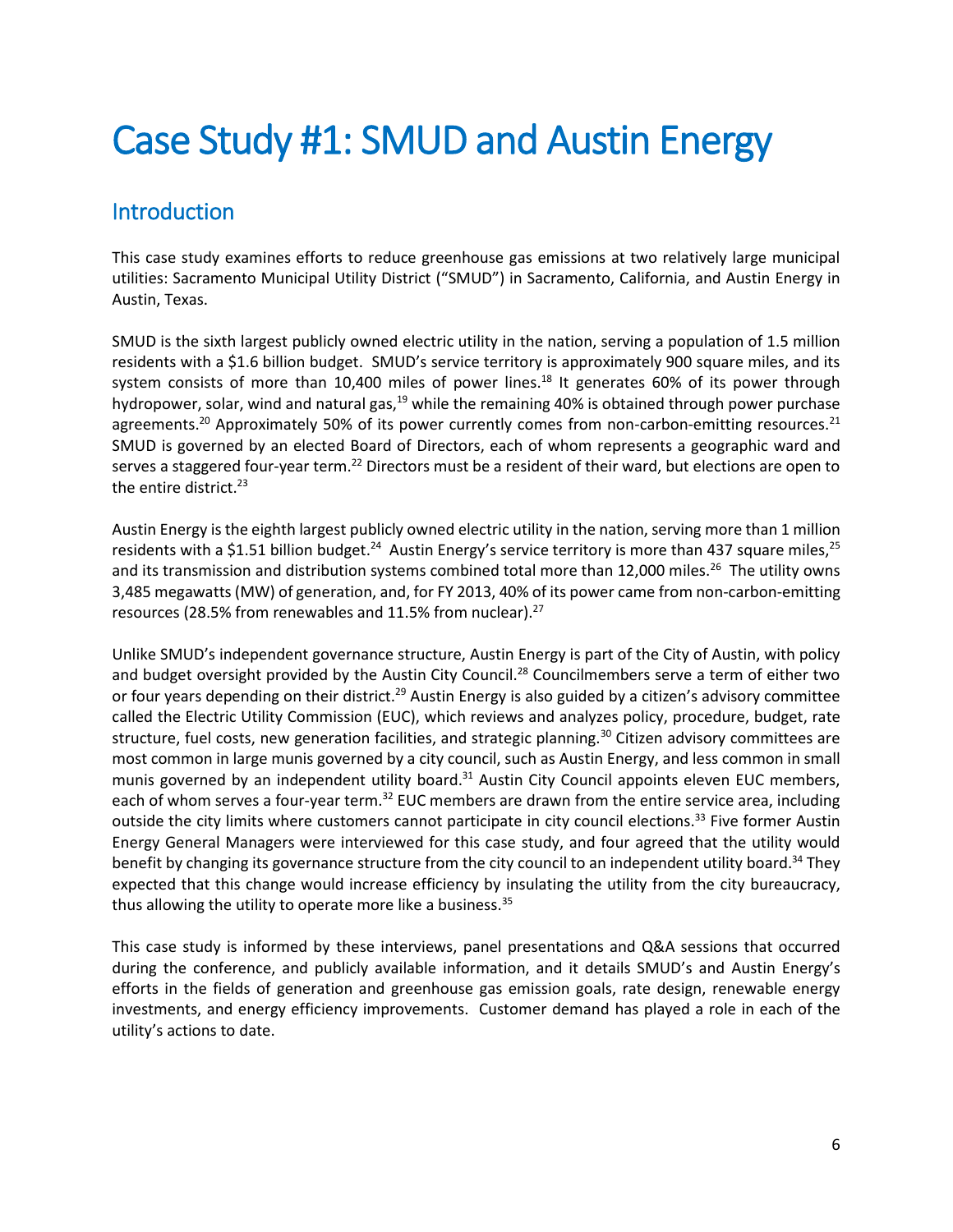# Case Study #1: SMUD and Austin Energy

## Introduction

This case study examines efforts to reduce greenhouse gas emissions at two relatively large municipal utilities: Sacramento Municipal Utility District ("SMUD") in Sacramento, California, and Austin Energy in Austin, Texas.

SMUD is the sixth largest publicly owned electric utility in the nation, serving a population of 1.5 million residents with a $1.6 billion budget. SMUD's service territory is approximately 900 square miles, and its system consists of more than 10,400 miles of power lines.[18] It generates 60% of its power through hydropower, solar, wind and natural gas,[19] while the remaining 40% is obtained through power purchase agreements.[20] Approximately 50% of its power currently comes from non-carbon-emitting resources.[21] SMUD is governed by an elected Board of Directors, each of whom represents a geographic ward and serves a staggered four-year term.[22] Directors must be a resident of their ward, but elections are open to the entire district.[23]

Austin Energy is the eighth largest publicly owned electric utility in the nation, serving more than 1 million residents with a $1.51 billion budget.[24] Austin Energy's service territory is more than 437 square miles,[25] and its transmission and distribution systems combined total more than 12,000 miles.[26] The utility owns 3,485 megawatts (MW) of generation, and, for FY 2013, 40% of its power came from non-carbon-emitting resources (28.5% from renewables and 11.5% from nuclear).[27]

Unlike SMUD's independent governance structure, Austin Energy is part of the City of Austin, with policy and budget oversight provided by the Austin City Council.[28] Councilmembers serve a term of either two or four years depending on their district.[29] Austin Energy is also guided by a citizen's advisory committee called the Electric Utility Commission (EUC), which reviews and analyzes policy, procedure, budget, rate structure, fuel costs, new generation facilities, and strategic planning.[30] Citizen advisory committees are most common in large munis governed by a city council, such as Austin Energy, and less common in small munis governed by an independent utility board.[31] Austin City Council appoints eleven EUC members, each of whom serves a four-year term.[32] EUC members are drawn from the entire service area, including outside the city limits where customers cannot participate in city council elections.[33] Five former Austin Energy General Managers were interviewed for this case study, and four agreed that the utility would benefit by changing its governance structure from the city council to an independent utility board.[34] They expected that this change would increase efficiency by insulating the utility from the city bureaucracy, thus allowing the utility to operate more like a business.[35]

This case study is informed by these interviews, panel presentations and Q&A sessions that occurred during the conference, and publicly available information, and it details SMUD's and Austin Energy's efforts in the fields of generation and greenhouse gas emission goals, rate design, renewable energy investments, and energy efficiency improvements. Customer demand has played a role in each of the utility's actions to date.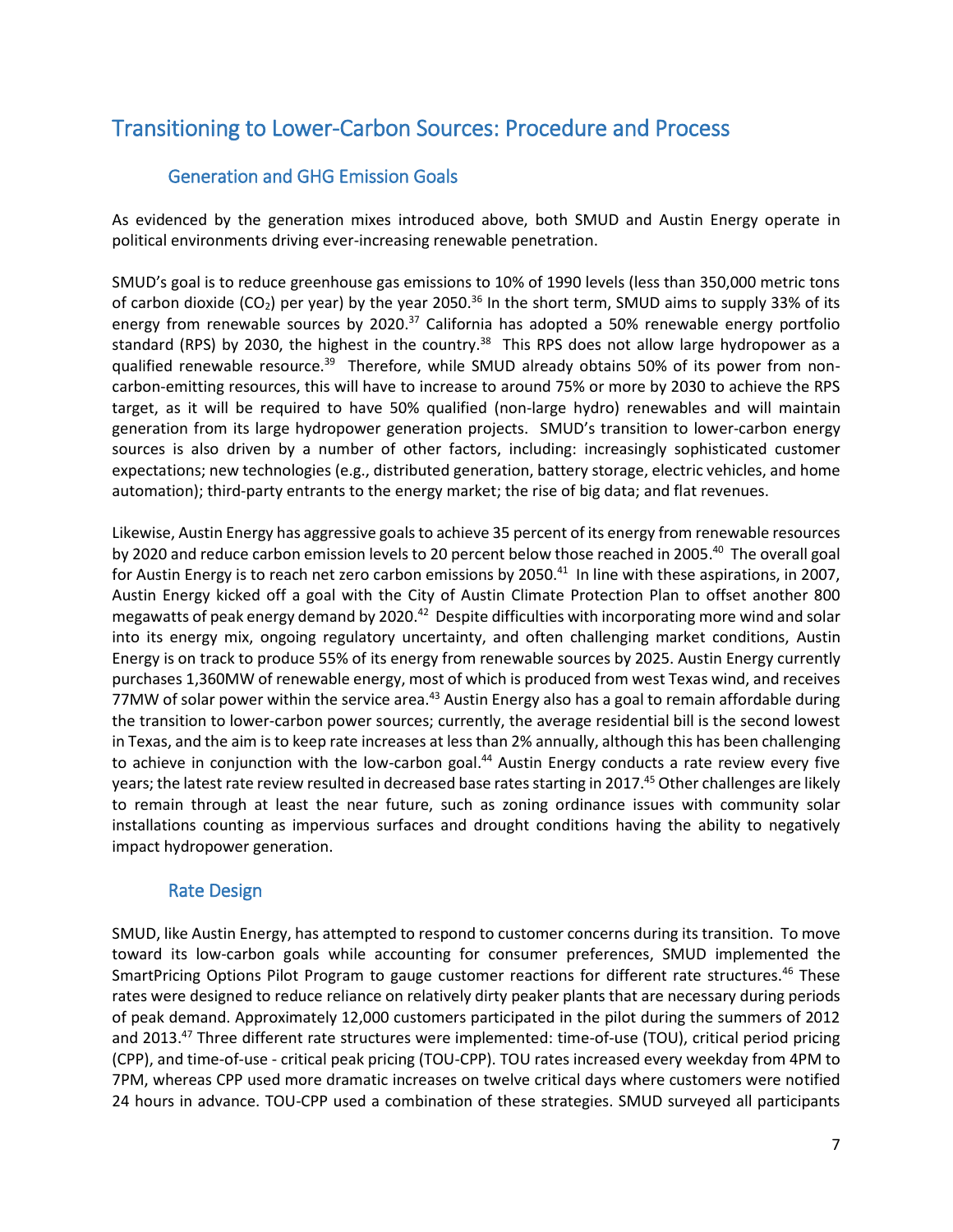## Transitioning to Lower-Carbon Sources: Procedure and Process

### Generation and GHG Emission Goals

As evidenced by the generation mixes introduced above, both SMUD and Austin Energy operate in political environments driving ever-increasing renewable penetration.

SMUD's goal is to reduce greenhouse gas emissions to 10% of 1990 levels (less than 350,000 metric tons of carbon dioxide ($CO_2$) per year) by the year 2050.[36] In the short term, SMUD aims to supply 33% of its energy from renewable sources by 2020.[37] California has adopted a 50% renewable energy portfolio standard (RPS) by 2030, the highest in the country.[38] This RPS does not allow large hydropower as a qualified renewable resource.[39] Therefore, while SMUD already obtains 50% of its power from non-carbon-emitting resources, this will have to increase to around 75% or more by 2030 to achieve the RPS target, as it will be required to have 50% qualified (non-large hydro) renewables and will maintain generation from its large hydropower generation projects. SMUD's transition to lower-carbon energy sources is also driven by a number of other factors, including: increasingly sophisticated customer expectations; new technologies (e.g., distributed generation, battery storage, electric vehicles, and home automation); third-party entrants to the energy market; the rise of big data; and flat revenues.

Likewise, Austin Energy has aggressive goals to achieve 35 percent of its energy from renewable resources by 2020 and reduce carbon emission levels to 20 percent below those reached in 2005.[40] The overall goal for Austin Energy is to reach net zero carbon emissions by 2050.[41] In line with these aspirations, in 2007, Austin Energy kicked off a goal with the City of Austin Climate Protection Plan to offset another 800 megawatts of peak energy demand by 2020.[42] Despite difficulties with incorporating more wind and solar into its energy mix, ongoing regulatory uncertainty, and often challenging market conditions, Austin Energy is on track to produce 55% of its energy from renewable sources by 2025. Austin Energy currently purchases 1,360MW of renewable energy, most of which is produced from west Texas wind, and receives 77MW of solar power within the service area.[43] Austin Energy also has a goal to remain affordable during the transition to lower-carbon power sources; currently, the average residential bill is the second lowest in Texas, and the aim is to keep rate increases at less than 2% annually, although this has been challenging to achieve in conjunction with the low-carbon goal.[44] Austin Energy conducts a rate review every five years; the latest rate review resulted in decreased base rates starting in 2017.[45] Other challenges are likely to remain through at least the near future, such as zoning ordinance issues with community solar installations counting as impervious surfaces and drought conditions having the ability to negatively impact hydropower generation.

### Rate Design

SMUD, like Austin Energy, has attempted to respond to customer concerns during its transition. To move toward its low-carbon goals while accounting for consumer preferences, SMUD implemented the SmartPricing Options Pilot Program to gauge customer reactions for different rate structures.[46] These rates were designed to reduce reliance on relatively dirty peaker plants that are necessary during periods of peak demand. Approximately 12,000 customers participated in the pilot during the summers of 2012 and 2013.[47] Three different rate structures were implemented: time-of-use (TOU), critical period pricing (CPP), and time-of-use - critical peak pricing (TOU-CPP). TOU rates increased every weekday from 4PM to 7PM, whereas CPP used more dramatic increases on twelve critical days where customers were notified 24 hours in advance. TOU-CPP used a combination of these strategies. SMUD surveyed all participants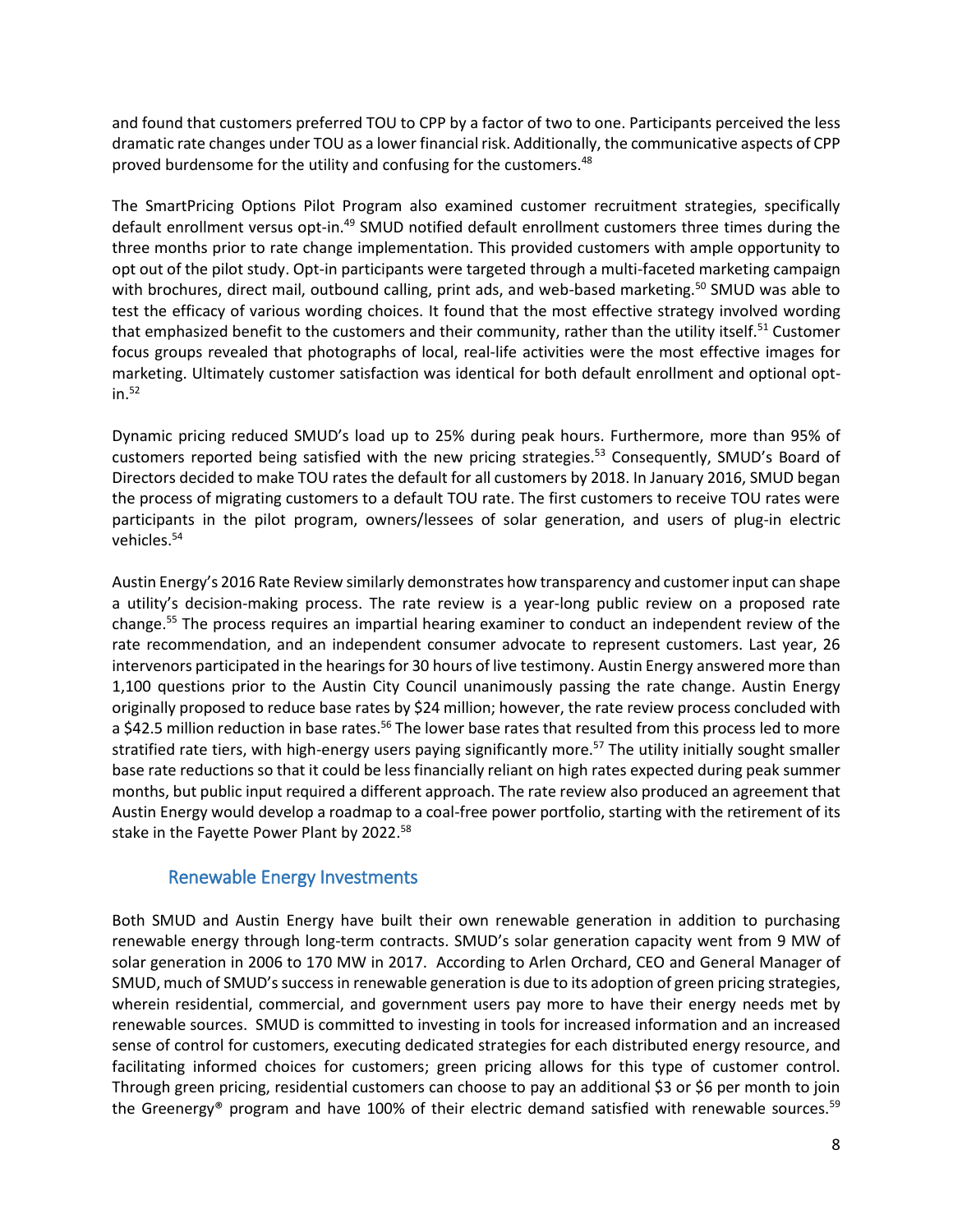and found that customers preferred TOU to CPP by a factor of two to one. Participants perceived the less dramatic rate changes under TOU as a lower financial risk. Additionally, the communicative aspects of CPP proved burdensome for the utility and confusing for the customers.[48]

The SmartPricing Options Pilot Program also examined customer recruitment strategies, specifically default enrollment versus opt-in.[49] SMUD notified default enrollment customers three times during the three months prior to rate change implementation. This provided customers with ample opportunity to opt out of the pilot study. Opt-in participants were targeted through a multi-faceted marketing campaign with brochures, direct mail, outbound calling, print ads, and web-based marketing.[50] SMUD was able to test the efficacy of various wording choices. It found that the most effective strategy involved wording that emphasized benefit to the customers and their community, rather than the utility itself.[51] Customer focus groups revealed that photographs of local, real-life activities were the most effective images for marketing. Ultimately customer satisfaction was identical for both default enrollment and optional opt-in.[52]

Dynamic pricing reduced SMUD's load up to 25% during peak hours. Furthermore, more than 95% of customers reported being satisfied with the new pricing strategies.[53] Consequently, SMUD's Board of Directors decided to make TOU rates the default for all customers by 2018. In January 2016, SMUD began the process of migrating customers to a default TOU rate. The first customers to receive TOU rates were participants in the pilot program, owners/lessees of solar generation, and users of plug-in electric vehicles.[54]

Austin Energy's 2016 Rate Review similarly demonstrates how transparency and customer input can shape a utility's decision-making process. The rate review is a year-long public review on a proposed rate change.[55] The process requires an impartial hearing examiner to conduct an independent review of the rate recommendation, and an independent consumer advocate to represent customers. Last year, 26 intervenors participated in the hearings for 30 hours of live testimony. Austin Energy answered more than 1,100 questions prior to the Austin City Council unanimously passing the rate change. Austin Energy originally proposed to reduce base rates by $24 million; however, the rate review process concluded with a $42.5 million reduction in base rates.[56] The lower base rates that resulted from this process led to more stratified rate tiers, with high-energy users paying significantly more.[57] The utility initially sought smaller base rate reductions so that it could be less financially reliant on high rates expected during peak summer months, but public input required a different approach. The rate review also produced an agreement that Austin Energy would develop a roadmap to a coal-free power portfolio, starting with the retirement of its stake in the Fayette Power Plant by 2022.[58]

### Renewable Energy Investments

Both SMUD and Austin Energy have built their own renewable generation in addition to purchasing renewable energy through long-term contracts. SMUD's solar generation capacity went from 9 MW of solar generation in 2006 to 170 MW in 2017. According to Arlen Orchard, CEO and General Manager of SMUD, much of SMUD's success in renewable generation is due to its adoption of green pricing strategies, wherein residential, commercial, and government users pay more to have their energy needs met by renewable sources. SMUD is committed to investing in tools for increased information and an increased sense of control for customers, executing dedicated strategies for each distributed energy resource, and facilitating informed choices for customers; green pricing allows for this type of customer control. Through green pricing, residential customers can choose to pay an additional $3 or $6 per month to join the Greenergy® program and have 100% of their electric demand satisfied with renewable sources.[59]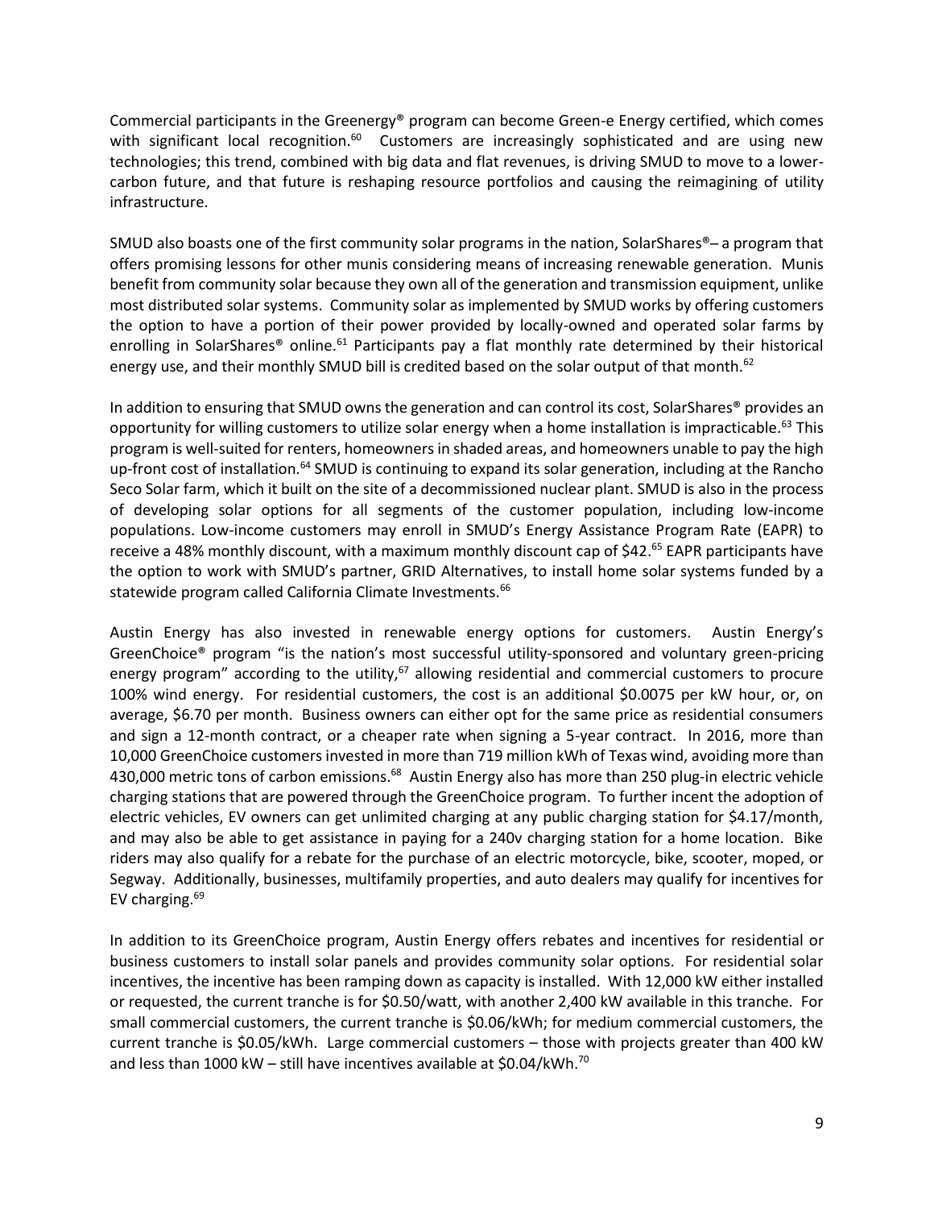Commercial participants in the Greenergy® program can become Green-e Energy certified, which comes with significant local recognition.[60] Customers are increasingly sophisticated and are using new technologies; this trend, combined with big data and flat revenues, is driving SMUD to move to a lower-carbon future, and that future is reshaping resource portfolios and causing the reimagining of utility infrastructure.

SMUD also boasts one of the first community solar programs in the nation, SolarShares®– a program that offers promising lessons for other munis considering means of increasing renewable generation. Munis benefit from community solar because they own all of the generation and transmission equipment, unlike most distributed solar systems. Community solar as implemented by SMUD works by offering customers the option to have a portion of their power provided by locally-owned and operated solar farms by enrolling in SolarShares® online.[61] Participants pay a flat monthly rate determined by their historical energy use, and their monthly SMUD bill is credited based on the solar output of that month.[62]

In addition to ensuring that SMUD owns the generation and can control its cost, SolarShares® provides an opportunity for willing customers to utilize solar energy when a home installation is impracticable.[63] This program is well-suited for renters, homeowners in shaded areas, and homeowners unable to pay the high up-front cost of installation.[64] SMUD is continuing to expand its solar generation, including at the Rancho Seco Solar farm, which it built on the site of a decommissioned nuclear plant. SMUD is also in the process of developing solar options for all segments of the customer population, including low-income populations. Low-income customers may enroll in SMUD's Energy Assistance Program Rate (EAPR) to receive a 48% monthly discount, with a maximum monthly discount cap of $42.[65] EAPR participants have the option to work with SMUD's partner, GRID Alternatives, to install home solar systems funded by a statewide program called California Climate Investments.[66]

Austin Energy has also invested in renewable energy options for customers. Austin Energy's GreenChoice® program "is the nation's most successful utility-sponsored and voluntary green-pricing energy program" according to the utility,[67] allowing residential and commercial customers to procure 100% wind energy. For residential customers, the cost is an additional $0.0075 per kW hour, or, on average, $6.70 per month. Business owners can either opt for the same price as residential consumers and sign a 12-month contract, or a cheaper rate when signing a 5-year contract. In 2016, more than 10,000 GreenChoice customers invested in more than 719 million kWh of Texas wind, avoiding more than 430,000 metric tons of carbon emissions.[68] Austin Energy also has more than 250 plug-in electric vehicle charging stations that are powered through the GreenChoice program. To further incent the adoption of electric vehicles, EV owners can get unlimited charging at any public charging station for $4.17/month, and may also be able to get assistance in paying for a 240v charging station for a home location. Bike riders may also qualify for a rebate for the purchase of an electric motorcycle, bike, scooter, moped, or Segway. Additionally, businesses, multifamily properties, and auto dealers may qualify for incentives for EV charging.[69]

In addition to its GreenChoice program, Austin Energy offers rebates and incentives for residential or business customers to install solar panels and provides community solar options. For residential solar incentives, the incentive has been ramping down as capacity is installed. With 12,000 kW either installed or requested, the current tranche is for $0.50/watt, with another 2,400 kW available in this tranche. For small commercial customers, the current tranche is $0.06/kWh; for medium commercial customers, the current tranche is $0.05/kWh. Large commercial customers – those with projects greater than 400 kW and less than 1000 kW – still have incentives available at $0.04/kWh.[70]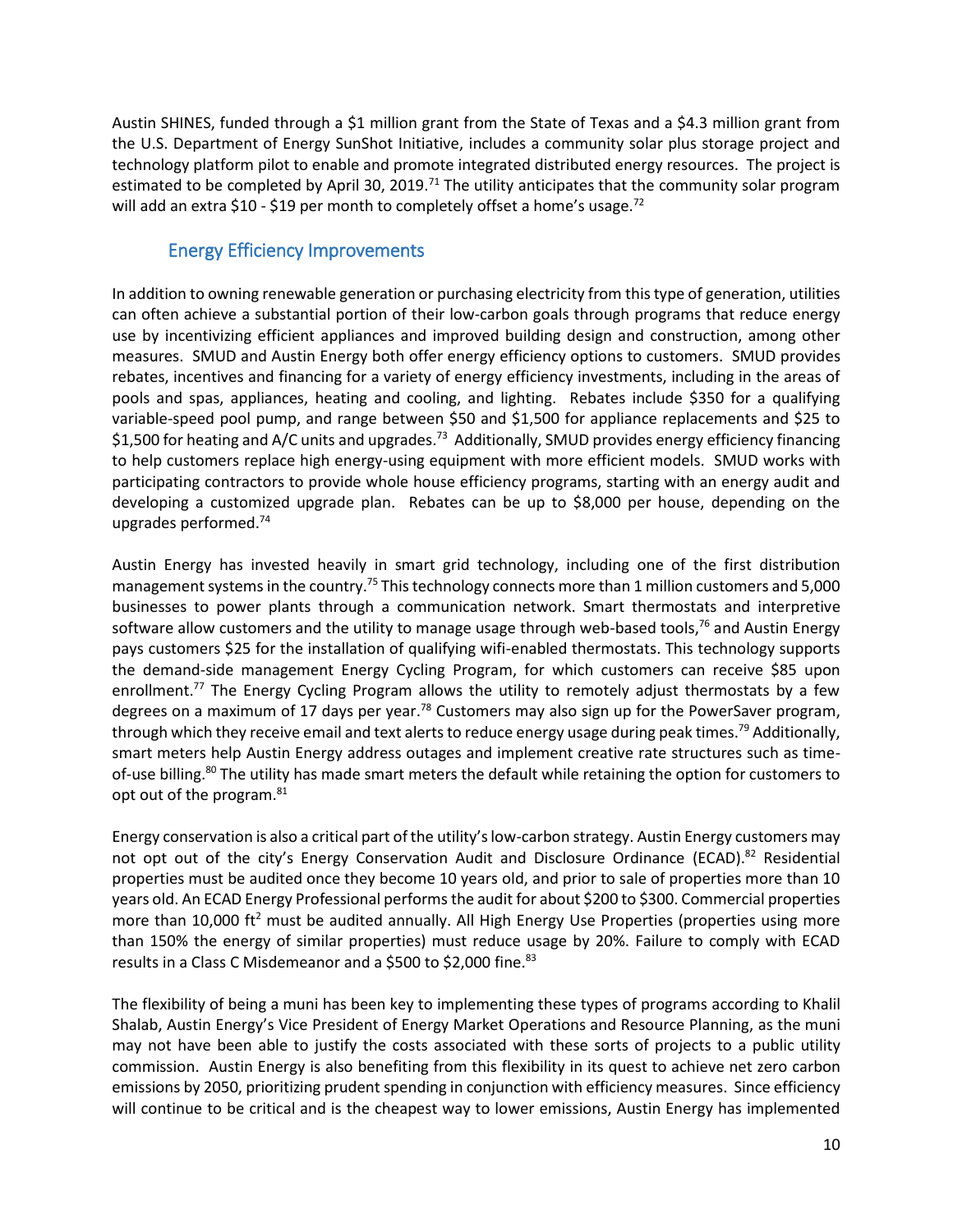Austin SHINES, funded through a $1 million grant from the State of Texas and a $4.3 million grant from the U.S. Department of Energy SunShot Initiative, includes a community solar plus storage project and technology platform pilot to enable and promote integrated distributed energy resources. The project is estimated to be completed by April 30, 2019.[71] The utility anticipates that the community solar program will add an extra $10 - $19 per month to completely offset a home's usage.[72]

## Energy Efficiency Improvements

In addition to owning renewable generation or purchasing electricity from this type of generation, utilities can often achieve a substantial portion of their low-carbon goals through programs that reduce energy use by incentivizing efficient appliances and improved building design and construction, among other measures. SMUD and Austin Energy both offer energy efficiency options to customers. SMUD provides rebates, incentives and financing for a variety of energy efficiency investments, including in the areas of pools and spas, appliances, heating and cooling, and lighting. Rebates include $350 for a qualifying variable-speed pool pump, and range between $50 and $1,500 for appliance replacements and $25 to $1,500 for heating and A/C units and upgrades.[73] Additionally, SMUD provides energy efficiency financing to help customers replace high energy-using equipment with more efficient models. SMUD works with participating contractors to provide whole house efficiency programs, starting with an energy audit and developing a customized upgrade plan. Rebates can be up to $8,000 per house, depending on the upgrades performed.[74]

Austin Energy has invested heavily in smart grid technology, including one of the first distribution management systems in the country.[75] This technology connects more than 1 million customers and 5,000 businesses to power plants through a communication network. Smart thermostats and interpretive software allow customers and the utility to manage usage through web-based tools,[76] and Austin Energy pays customers $25 for the installation of qualifying wifi-enabled thermostats. This technology supports the demand-side management Energy Cycling Program, for which customers can receive $85 upon enrollment.[77] The Energy Cycling Program allows the utility to remotely adjust thermostats by a few degrees on a maximum of 17 days per year.[78] Customers may also sign up for the PowerSaver program, through which they receive email and text alerts to reduce energy usage during peak times.[79] Additionally, smart meters help Austin Energy address outages and implement creative rate structures such as time-of-use billing.[80] The utility has made smart meters the default while retaining the option for customers to opt out of the program.[81]

Energy conservation is also a critical part of the utility's low-carbon strategy. Austin Energy customers may not opt out of the city's Energy Conservation Audit and Disclosure Ordinance (ECAD).[82] Residential properties must be audited once they become 10 years old, and prior to sale of properties more than 10 years old. An ECAD Energy Professional performs the audit for about $200 to $300. Commercial properties more than 10,000 ft$^2$ must be audited annually. All High Energy Use Properties (properties using more than 150% the energy of similar properties) must reduce usage by 20%. Failure to comply with ECAD results in a Class C Misdemeanor and a $500 to $2,000 fine.[83]

The flexibility of being a muni has been key to implementing these types of programs according to Khalil Shalab, Austin Energy's Vice President of Energy Market Operations and Resource Planning, as the muni may not have been able to justify the costs associated with these sorts of projects to a public utility commission. Austin Energy is also benefiting from this flexibility in its quest to achieve net zero carbon emissions by 2050, prioritizing prudent spending in conjunction with efficiency measures. Since efficiency will continue to be critical and is the cheapest way to lower emissions, Austin Energy has implemented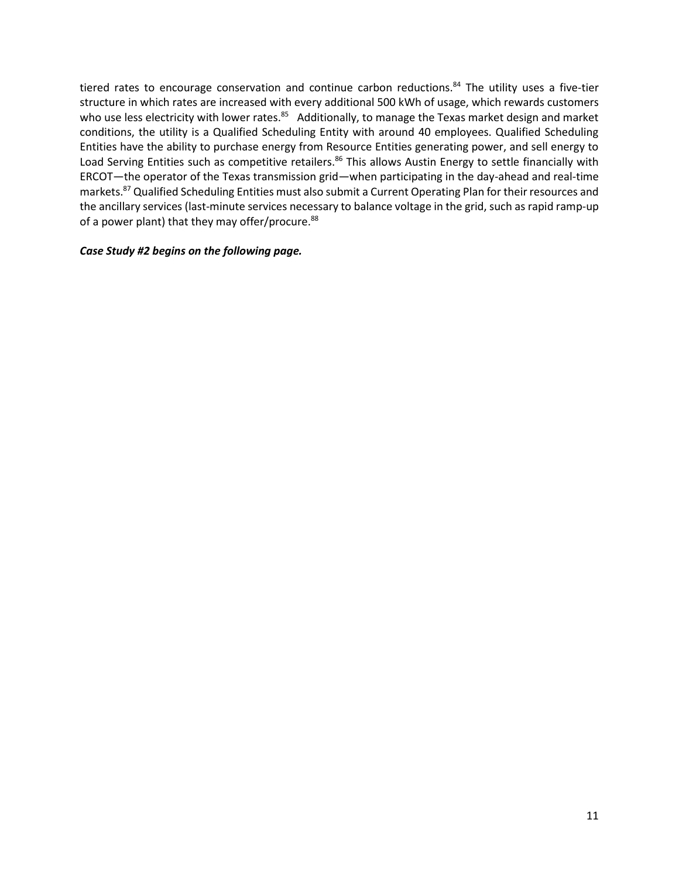tiered rates to encourage conservation and continue carbon reductions.[84] The utility uses a five-tier structure in which rates are increased with every additional 500 kWh of usage, which rewards customers who use less electricity with lower rates.[85] Additionally, to manage the Texas market design and market conditions, the utility is a Qualified Scheduling Entity with around 40 employees. Qualified Scheduling Entities have the ability to purchase energy from Resource Entities generating power, and sell energy to Load Serving Entities such as competitive retailers.[86] This allows Austin Energy to settle financially with ERCOT—the operator of the Texas transmission grid—when participating in the day-ahead and real-time markets.[87] Qualified Scheduling Entities must also submit a Current Operating Plan for their resources and the ancillary services (last-minute services necessary to balance voltage in the grid, such as rapid ramp-up of a power plant) that they may offer/procure.[88]

***Case Study #2 begins on the following page.***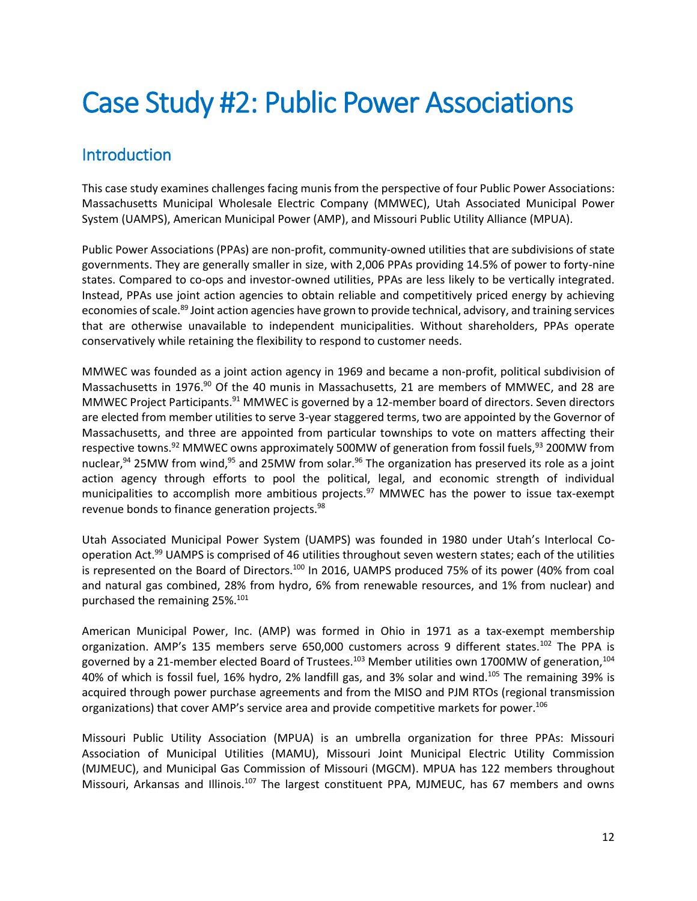# Case Study #2: Public Power Associations

## Introduction

This case study examines challenges facing munis from the perspective of four Public Power Associations: Massachusetts Municipal Wholesale Electric Company (MMWEC), Utah Associated Municipal Power System (UAMPS), American Municipal Power (AMP), and Missouri Public Utility Alliance (MPUA).

Public Power Associations (PPAs) are non-profit, community-owned utilities that are subdivisions of state governments. They are generally smaller in size, with 2,006 PPAs providing 14.5% of power to forty-nine states. Compared to co-ops and investor-owned utilities, PPAs are less likely to be vertically integrated. Instead, PPAs use joint action agencies to obtain reliable and competitively priced energy by achieving economies of scale.[89] Joint action agencies have grown to provide technical, advisory, and training services that are otherwise unavailable to independent municipalities. Without shareholders, PPAs operate conservatively while retaining the flexibility to respond to customer needs.

MMWEC was founded as a joint action agency in 1969 and became a non-profit, political subdivision of Massachusetts in 1976.[90] Of the 40 munis in Massachusetts, 21 are members of MMWEC, and 28 are MMWEC Project Participants.[91] MMWEC is governed by a 12-member board of directors. Seven directors are elected from member utilities to serve 3-year staggered terms, two are appointed by the Governor of Massachusetts, and three are appointed from particular townships to vote on matters affecting their respective towns.[92] MMWEC owns approximately 500MW of generation from fossil fuels,[93] 200MW from nuclear,[94] 25MW from wind,[95] and 25MW from solar.[96] The organization has preserved its role as a joint action agency through efforts to pool the political, legal, and economic strength of individual municipalities to accomplish more ambitious projects.[97] MMWEC has the power to issue tax-exempt revenue bonds to finance generation projects.[98]

Utah Associated Municipal Power System (UAMPS) was founded in 1980 under Utah's Interlocal Co-operation Act.[99] UAMPS is comprised of 46 utilities throughout seven western states; each of the utilities is represented on the Board of Directors.[100] In 2016, UAMPS produced 75% of its power (40% from coal and natural gas combined, 28% from hydro, 6% from renewable resources, and 1% from nuclear) and purchased the remaining 25%.[101]

American Municipal Power, Inc. (AMP) was formed in Ohio in 1971 as a tax-exempt membership organization. AMP's 135 members serve 650,000 customers across 9 different states.[102] The PPA is governed by a 21-member elected Board of Trustees.[103] Member utilities own 1700MW of generation,[104] 40% of which is fossil fuel, 16% hydro, 2% landfill gas, and 3% solar and wind.[105] The remaining 39% is acquired through power purchase agreements and from the MISO and PJM RTOs (regional transmission organizations) that cover AMP's service area and provide competitive markets for power.[106]

Missouri Public Utility Association (MPUA) is an umbrella organization for three PPAs: Missouri Association of Municipal Utilities (MAMU), Missouri Joint Municipal Electric Utility Commission (MJMEUC), and Municipal Gas Commission of Missouri (MGCM). MPUA has 122 members throughout Missouri, Arkansas and Illinois.[107] The largest constituent PPA, MJMEUC, has 67 members and owns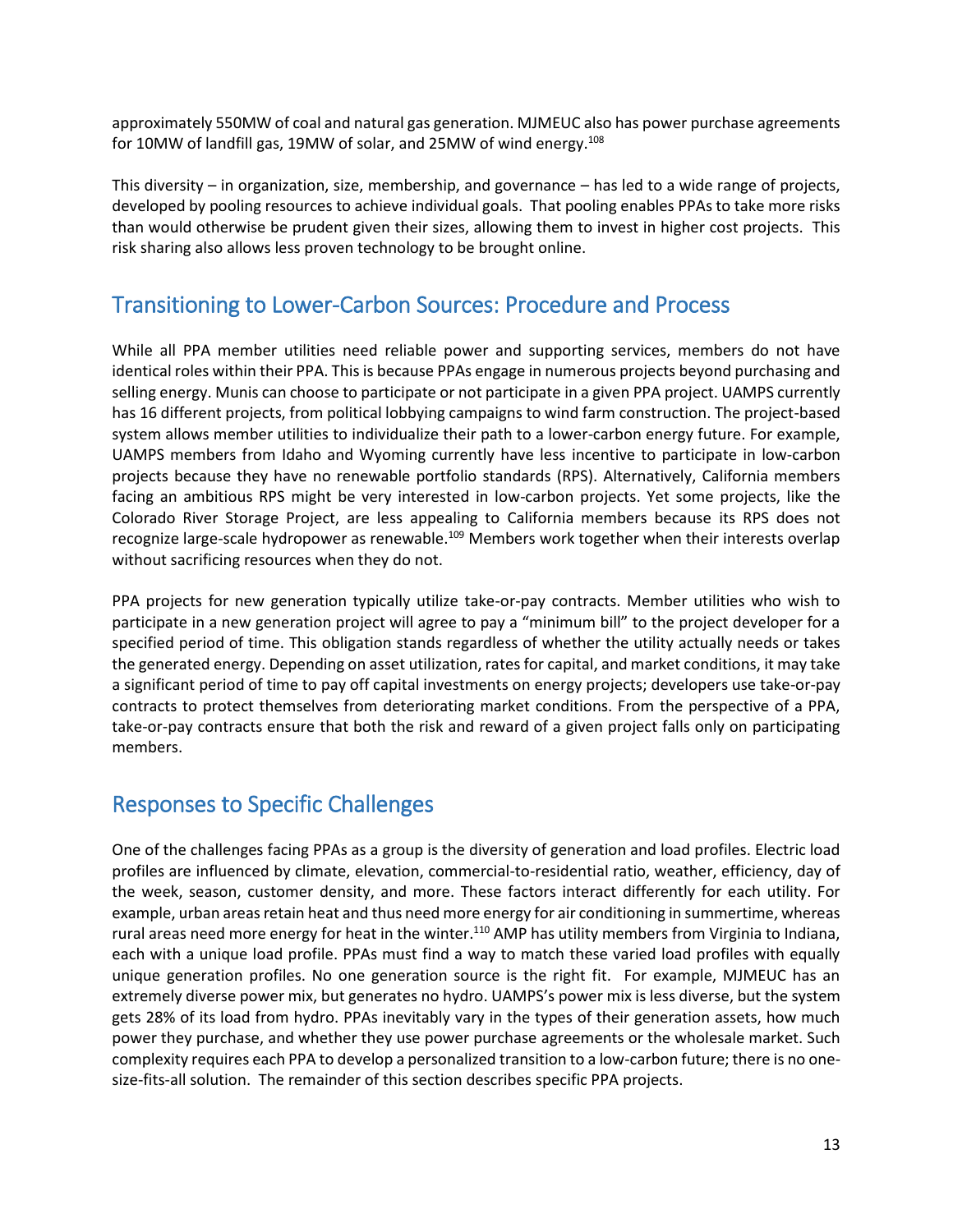approximately 550MW of coal and natural gas generation. MJMEUC also has power purchase agreements for 10MW of landfill gas, 19MW of solar, and 25MW of wind energy.[108]

This diversity – in organization, size, membership, and governance – has led to a wide range of projects, developed by pooling resources to achieve individual goals. That pooling enables PPAs to take more risks than would otherwise be prudent given their sizes, allowing them to invest in higher cost projects. This risk sharing also allows less proven technology to be brought online.

## Transitioning to Lower-Carbon Sources: Procedure and Process

While all PPA member utilities need reliable power and supporting services, members do not have identical roles within their PPA. This is because PPAs engage in numerous projects beyond purchasing and selling energy. Munis can choose to participate or not participate in a given PPA project. UAMPS currently has 16 different projects, from political lobbying campaigns to wind farm construction. The project-based system allows member utilities to individualize their path to a lower-carbon energy future. For example, UAMPS members from Idaho and Wyoming currently have less incentive to participate in low-carbon projects because they have no renewable portfolio standards (RPS). Alternatively, California members facing an ambitious RPS might be very interested in low-carbon projects. Yet some projects, like the Colorado River Storage Project, are less appealing to California members because its RPS does not recognize large-scale hydropower as renewable.[109] Members work together when their interests overlap without sacrificing resources when they do not.

PPA projects for new generation typically utilize take-or-pay contracts. Member utilities who wish to participate in a new generation project will agree to pay a "minimum bill" to the project developer for a specified period of time. This obligation stands regardless of whether the utility actually needs or takes the generated energy. Depending on asset utilization, rates for capital, and market conditions, it may take a significant period of time to pay off capital investments on energy projects; developers use take-or-pay contracts to protect themselves from deteriorating market conditions. From the perspective of a PPA, take-or-pay contracts ensure that both the risk and reward of a given project falls only on participating members.

## Responses to Specific Challenges

One of the challenges facing PPAs as a group is the diversity of generation and load profiles. Electric load profiles are influenced by climate, elevation, commercial-to-residential ratio, weather, efficiency, day of the week, season, customer density, and more. These factors interact differently for each utility. For example, urban areas retain heat and thus need more energy for air conditioning in summertime, whereas rural areas need more energy for heat in the winter.[110] AMP has utility members from Virginia to Indiana, each with a unique load profile. PPAs must find a way to match these varied load profiles with equally unique generation profiles. No one generation source is the right fit. For example, MJMEUC has an extremely diverse power mix, but generates no hydro. UAMPS's power mix is less diverse, but the system gets 28% of its load from hydro. PPAs inevitably vary in the types of their generation assets, how much power they purchase, and whether they use power purchase agreements or the wholesale market. Such complexity requires each PPA to develop a personalized transition to a low-carbon future; there is no one-size-fits-all solution. The remainder of this section describes specific PPA projects.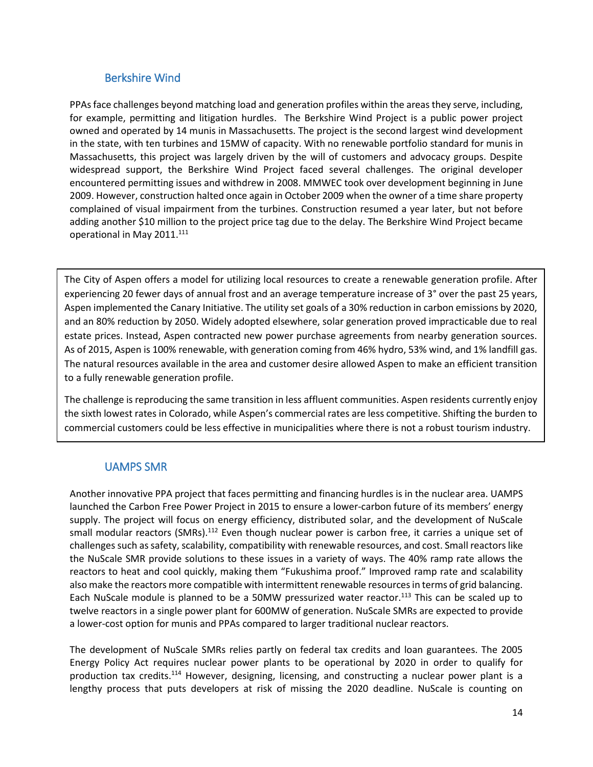## Berkshire Wind

PPAs face challenges beyond matching load and generation profiles within the areas they serve, including, for example, permitting and litigation hurdles. The Berkshire Wind Project is a public power project owned and operated by 14 munis in Massachusetts. The project is the second largest wind development in the state, with ten turbines and 15MW of capacity. With no renewable portfolio standard for munis in Massachusetts, this project was largely driven by the will of customers and advocacy groups. Despite widespread support, the Berkshire Wind Project faced several challenges. The original developer encountered permitting issues and withdrew in 2008. MMWEC took over development beginning in June 2009. However, construction halted once again in October 2009 when the owner of a time share property complained of visual impairment from the turbines. Construction resumed a year later, but not before adding another $10 million to the project price tag due to the delay. The Berkshire Wind Project became operational in May 2011.[111]

> The City of Aspen offers a model for utilizing local resources to create a renewable generation profile. After experiencing 20 fewer days of annual frost and an average temperature increase of 3° over the past 25 years, Aspen implemented the Canary Initiative. The utility set goals of a 30% reduction in carbon emissions by 2020, and an 80% reduction by 2050. Widely adopted elsewhere, solar generation proved impracticable due to real estate prices. Instead, Aspen contracted new power purchase agreements from nearby generation sources. As of 2015, Aspen is 100% renewable, with generation coming from 46% hydro, 53% wind, and 1% landfill gas. The natural resources available in the area and customer desire allowed Aspen to make an efficient transition to a fully renewable generation profile.
>
> The challenge is reproducing the same transition in less affluent communities. Aspen residents currently enjoy the sixth lowest rates in Colorado, while Aspen's commercial rates are less competitive. Shifting the burden to commercial customers could be less effective in municipalities where there is not a robust tourism industry.

## UAMPS SMR

Another innovative PPA project that faces permitting and financing hurdles is in the nuclear area. UAMPS launched the Carbon Free Power Project in 2015 to ensure a lower-carbon future of its members' energy supply. The project will focus on energy efficiency, distributed solar, and the development of NuScale small modular reactors (SMRs).[112] Even though nuclear power is carbon free, it carries a unique set of challenges such as safety, scalability, compatibility with renewable resources, and cost. Small reactors like the NuScale SMR provide solutions to these issues in a variety of ways. The 40% ramp rate allows the reactors to heat and cool quickly, making them "Fukushima proof." Improved ramp rate and scalability also make the reactors more compatible with intermittent renewable resources in terms of grid balancing. Each NuScale module is planned to be a 50MW pressurized water reactor.[113] This can be scaled up to twelve reactors in a single power plant for 600MW of generation. NuScale SMRs are expected to provide a lower-cost option for munis and PPAs compared to larger traditional nuclear reactors.

The development of NuScale SMRs relies partly on federal tax credits and loan guarantees. The 2005 Energy Policy Act requires nuclear power plants to be operational by 2020 in order to qualify for production tax credits.[114] However, designing, licensing, and constructing a nuclear power plant is a lengthy process that puts developers at risk of missing the 2020 deadline. NuScale is counting on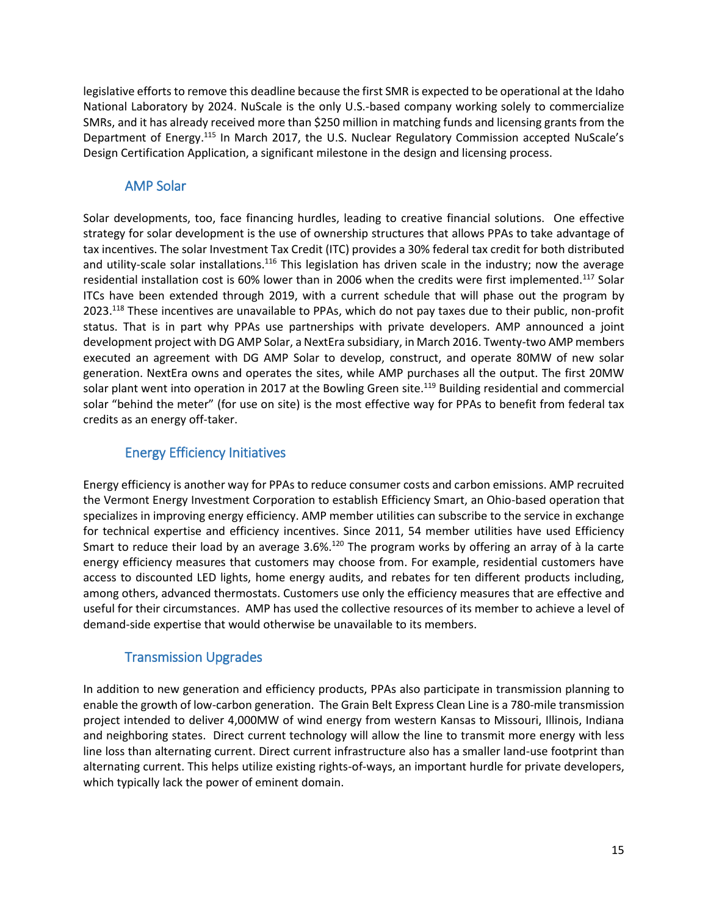legislative efforts to remove this deadline because the first SMR is expected to be operational at the Idaho National Laboratory by 2024. NuScale is the only U.S.-based company working solely to commercialize SMRs, and it has already received more than $250 million in matching funds and licensing grants from the Department of Energy.[115] In March 2017, the U.S. Nuclear Regulatory Commission accepted NuScale's Design Certification Application, a significant milestone in the design and licensing process.

### AMP Solar

Solar developments, too, face financing hurdles, leading to creative financial solutions. One effective strategy for solar development is the use of ownership structures that allows PPAs to take advantage of tax incentives. The solar Investment Tax Credit (ITC) provides a 30% federal tax credit for both distributed and utility-scale solar installations.[116] This legislation has driven scale in the industry; now the average residential installation cost is 60% lower than in 2006 when the credits were first implemented.[117] Solar ITCs have been extended through 2019, with a current schedule that will phase out the program by 2023.[118] These incentives are unavailable to PPAs, which do not pay taxes due to their public, non-profit status. That is in part why PPAs use partnerships with private developers. AMP announced a joint development project with DG AMP Solar, a NextEra subsidiary, in March 2016. Twenty-two AMP members executed an agreement with DG AMP Solar to develop, construct, and operate 80MW of new solar generation. NextEra owns and operates the sites, while AMP purchases all the output. The first 20MW solar plant went into operation in 2017 at the Bowling Green site.[119] Building residential and commercial solar "behind the meter" (for use on site) is the most effective way for PPAs to benefit from federal tax credits as an energy off-taker.

### Energy Efficiency Initiatives

Energy efficiency is another way for PPAs to reduce consumer costs and carbon emissions. AMP recruited the Vermont Energy Investment Corporation to establish Efficiency Smart, an Ohio-based operation that specializes in improving energy efficiency. AMP member utilities can subscribe to the service in exchange for technical expertise and efficiency incentives. Since 2011, 54 member utilities have used Efficiency Smart to reduce their load by an average 3.6%.[120] The program works by offering an array of à la carte energy efficiency measures that customers may choose from. For example, residential customers have access to discounted LED lights, home energy audits, and rebates for ten different products including, among others, advanced thermostats. Customers use only the efficiency measures that are effective and useful for their circumstances. AMP has used the collective resources of its member to achieve a level of demand-side expertise that would otherwise be unavailable to its members.

### Transmission Upgrades

In addition to new generation and efficiency products, PPAs also participate in transmission planning to enable the growth of low-carbon generation. The Grain Belt Express Clean Line is a 780-mile transmission project intended to deliver 4,000MW of wind energy from western Kansas to Missouri, Illinois, Indiana and neighboring states. Direct current technology will allow the line to transmit more energy with less line loss than alternating current. Direct current infrastructure also has a smaller land-use footprint than alternating current. This helps utilize existing rights-of-ways, an important hurdle for private developers, which typically lack the power of eminent domain.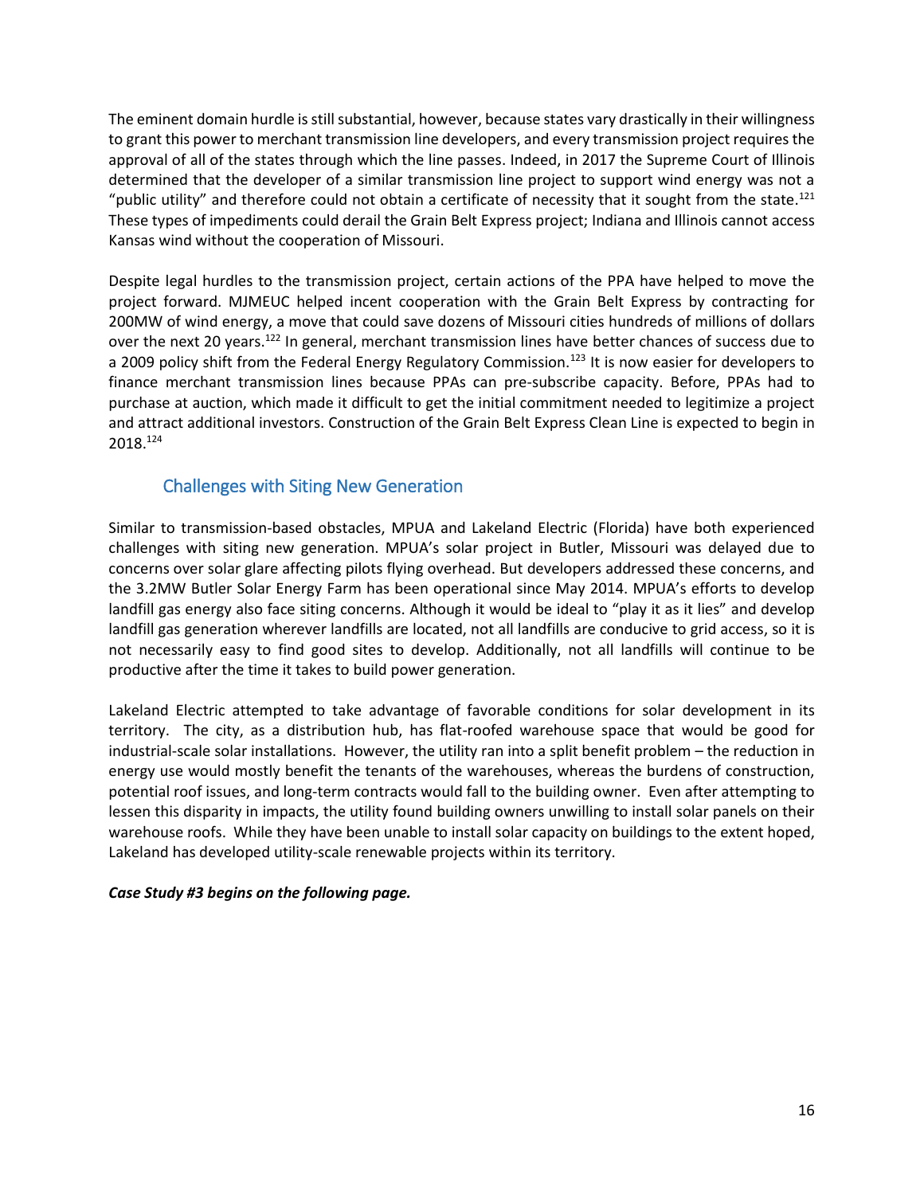The eminent domain hurdle is still substantial, however, because states vary drastically in their willingness to grant this power to merchant transmission line developers, and every transmission project requires the approval of all of the states through which the line passes. Indeed, in 2017 the Supreme Court of Illinois determined that the developer of a similar transmission line project to support wind energy was not a "public utility" and therefore could not obtain a certificate of necessity that it sought from the state.[121] These types of impediments could derail the Grain Belt Express project; Indiana and Illinois cannot access Kansas wind without the cooperation of Missouri.

Despite legal hurdles to the transmission project, certain actions of the PPA have helped to move the project forward. MJMEUC helped incent cooperation with the Grain Belt Express by contracting for 200MW of wind energy, a move that could save dozens of Missouri cities hundreds of millions of dollars over the next 20 years.[122] In general, merchant transmission lines have better chances of success due to a 2009 policy shift from the Federal Energy Regulatory Commission.[123] It is now easier for developers to finance merchant transmission lines because PPAs can pre-subscribe capacity. Before, PPAs had to purchase at auction, which made it difficult to get the initial commitment needed to legitimize a project and attract additional investors. Construction of the Grain Belt Express Clean Line is expected to begin in 2018.[124]

## Challenges with Siting New Generation

Similar to transmission-based obstacles, MPUA and Lakeland Electric (Florida) have both experienced challenges with siting new generation. MPUA's solar project in Butler, Missouri was delayed due to concerns over solar glare affecting pilots flying overhead. But developers addressed these concerns, and the 3.2MW Butler Solar Energy Farm has been operational since May 2014. MPUA's efforts to develop landfill gas energy also face siting concerns. Although it would be ideal to "play it as it lies" and develop landfill gas generation wherever landfills are located, not all landfills are conducive to grid access, so it is not necessarily easy to find good sites to develop. Additionally, not all landfills will continue to be productive after the time it takes to build power generation.

Lakeland Electric attempted to take advantage of favorable conditions for solar development in its territory. The city, as a distribution hub, has flat-roofed warehouse space that would be good for industrial-scale solar installations. However, the utility ran into a split benefit problem – the reduction in energy use would mostly benefit the tenants of the warehouses, whereas the burdens of construction, potential roof issues, and long-term contracts would fall to the building owner. Even after attempting to lessen this disparity in impacts, the utility found building owners unwilling to install solar panels on their warehouse roofs. While they have been unable to install solar capacity on buildings to the extent hoped, Lakeland has developed utility-scale renewable projects within its territory.

***Case Study #3 begins on the following page.***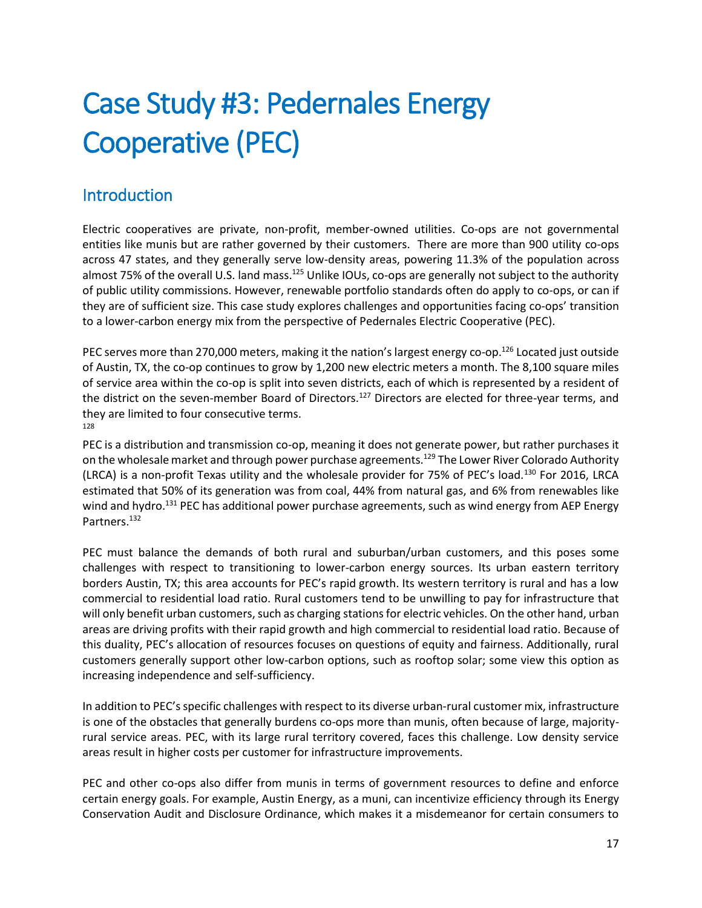# Case Study #3: Pedernales Energy Cooperative (PEC)

## Introduction

Electric cooperatives are private, non-profit, member-owned utilities. Co-ops are not governmental entities like munis but are rather governed by their customers. There are more than 900 utility co-ops across 47 states, and they generally serve low-density areas, powering 11.3% of the population across almost 75% of the overall U.S. land mass.[125] Unlike IOUs, co-ops are generally not subject to the authority of public utility commissions. However, renewable portfolio standards often do apply to co-ops, or can if they are of sufficient size. This case study explores challenges and opportunities facing co-ops' transition to a lower-carbon energy mix from the perspective of Pedernales Electric Cooperative (PEC).

PEC serves more than 270,000 meters, making it the nation's largest energy co-op.[126] Located just outside of Austin, TX, the co-op continues to grow by 1,200 new electric meters a month. The 8,100 square miles of service area within the co-op is split into seven districts, each of which is represented by a resident of the district on the seven-member Board of Directors.[127] Directors are elected for three-year terms, and they are limited to four consecutive terms.[128]

PEC is a distribution and transmission co-op, meaning it does not generate power, but rather purchases it on the wholesale market and through power purchase agreements.[129] The Lower River Colorado Authority (LRCA) is a non-profit Texas utility and the wholesale provider for 75% of PEC's load.[130] For 2016, LRCA estimated that 50% of its generation was from coal, 44% from natural gas, and 6% from renewables like wind and hydro.[131] PEC has additional power purchase agreements, such as wind energy from AEP Energy Partners.[132]

PEC must balance the demands of both rural and suburban/urban customers, and this poses some challenges with respect to transitioning to lower-carbon energy sources. Its urban eastern territory borders Austin, TX; this area accounts for PEC's rapid growth. Its western territory is rural and has a low commercial to residential load ratio. Rural customers tend to be unwilling to pay for infrastructure that will only benefit urban customers, such as charging stations for electric vehicles. On the other hand, urban areas are driving profits with their rapid growth and high commercial to residential load ratio. Because of this duality, PEC's allocation of resources focuses on questions of equity and fairness. Additionally, rural customers generally support other low-carbon options, such as rooftop solar; some view this option as increasing independence and self-sufficiency.

In addition to PEC's specific challenges with respect to its diverse urban-rural customer mix, infrastructure is one of the obstacles that generally burdens co-ops more than munis, often because of large, majority-rural service areas. PEC, with its large rural territory covered, faces this challenge. Low density service areas result in higher costs per customer for infrastructure improvements.

PEC and other co-ops also differ from munis in terms of government resources to define and enforce certain energy goals. For example, Austin Energy, as a muni, can incentivize efficiency through its Energy Conservation Audit and Disclosure Ordinance, which makes it a misdemeanor for certain consumers to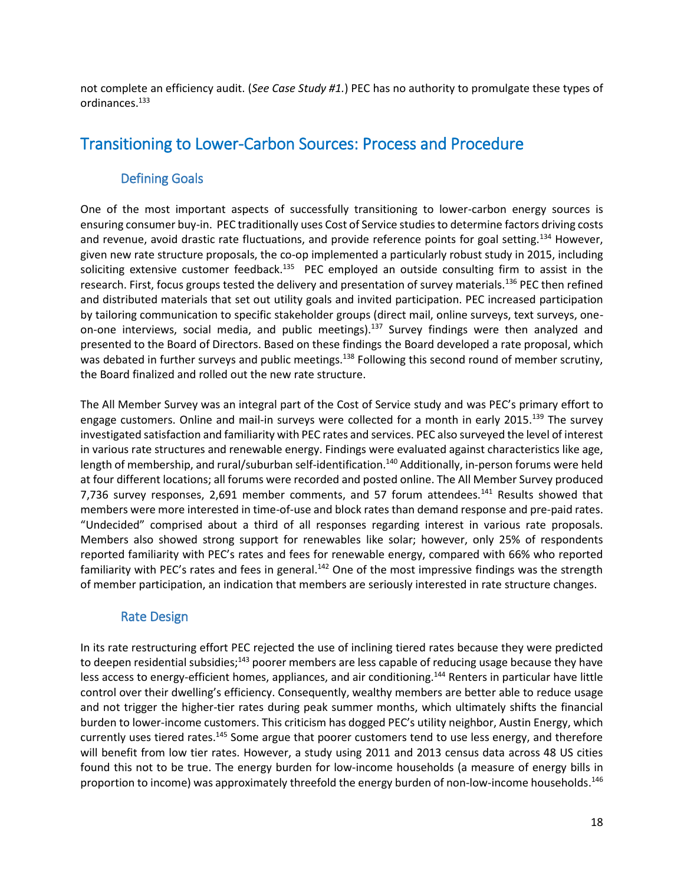not complete an efficiency audit. (*See Case Study #1*.) PEC has no authority to promulgate these types of ordinances.[133]

## Transitioning to Lower-Carbon Sources: Process and Procedure

### Defining Goals

One of the most important aspects of successfully transitioning to lower-carbon energy sources is ensuring consumer buy-in. PEC traditionally uses Cost of Service studies to determine factors driving costs and revenue, avoid drastic rate fluctuations, and provide reference points for goal setting.[134] However, given new rate structure proposals, the co-op implemented a particularly robust study in 2015, including soliciting extensive customer feedback.[135] PEC employed an outside consulting firm to assist in the research. First, focus groups tested the delivery and presentation of survey materials.[136] PEC then refined and distributed materials that set out utility goals and invited participation. PEC increased participation by tailoring communication to specific stakeholder groups (direct mail, online surveys, text surveys, one-on-one interviews, social media, and public meetings).[137] Survey findings were then analyzed and presented to the Board of Directors. Based on these findings the Board developed a rate proposal, which was debated in further surveys and public meetings.[138] Following this second round of member scrutiny, the Board finalized and rolled out the new rate structure.

The All Member Survey was an integral part of the Cost of Service study and was PEC's primary effort to engage customers. Online and mail-in surveys were collected for a month in early 2015.[139] The survey investigated satisfaction and familiarity with PEC rates and services. PEC also surveyed the level of interest in various rate structures and renewable energy. Findings were evaluated against characteristics like age, length of membership, and rural/suburban self-identification.[140] Additionally, in-person forums were held at four different locations; all forums were recorded and posted online. The All Member Survey produced 7,736 survey responses, 2,691 member comments, and 57 forum attendees.[141] Results showed that members were more interested in time-of-use and block rates than demand response and pre-paid rates. "Undecided" comprised about a third of all responses regarding interest in various rate proposals. Members also showed strong support for renewables like solar; however, only 25% of respondents reported familiarity with PEC's rates and fees for renewable energy, compared with 66% who reported familiarity with PEC's rates and fees in general.[142] One of the most impressive findings was the strength of member participation, an indication that members are seriously interested in rate structure changes.

### Rate Design

In its rate restructuring effort PEC rejected the use of inclining tiered rates because they were predicted to deepen residential subsidies;[143] poorer members are less capable of reducing usage because they have less access to energy-efficient homes, appliances, and air conditioning.[144] Renters in particular have little control over their dwelling's efficiency. Consequently, wealthy members are better able to reduce usage and not trigger the higher-tier rates during peak summer months, which ultimately shifts the financial burden to lower-income customers. This criticism has dogged PEC's utility neighbor, Austin Energy, which currently uses tiered rates.[145] Some argue that poorer customers tend to use less energy, and therefore will benefit from low tier rates. However, a study using 2011 and 2013 census data across 48 US cities found this not to be true. The energy burden for low-income households (a measure of energy bills in proportion to income) was approximately threefold the energy burden of non-low-income households.[146]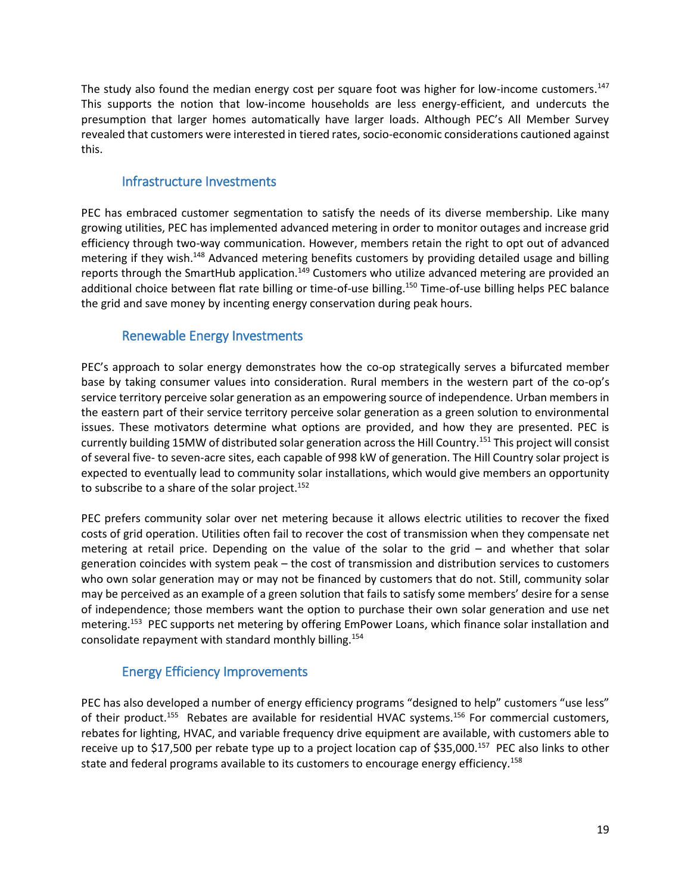The study also found the median energy cost per square foot was higher for low-income customers.[147] This supports the notion that low-income households are less energy-efficient, and undercuts the presumption that larger homes automatically have larger loads. Although PEC's All Member Survey revealed that customers were interested in tiered rates, socio-economic considerations cautioned against this.

### Infrastructure Investments

PEC has embraced customer segmentation to satisfy the needs of its diverse membership. Like many growing utilities, PEC has implemented advanced metering in order to monitor outages and increase grid efficiency through two-way communication. However, members retain the right to opt out of advanced metering if they wish.[148] Advanced metering benefits customers by providing detailed usage and billing reports through the SmartHub application.[149] Customers who utilize advanced metering are provided an additional choice between flat rate billing or time-of-use billing.[150] Time-of-use billing helps PEC balance the grid and save money by incenting energy conservation during peak hours.

### Renewable Energy Investments

PEC's approach to solar energy demonstrates how the co-op strategically serves a bifurcated member base by taking consumer values into consideration. Rural members in the western part of the co-op's service territory perceive solar generation as an empowering source of independence. Urban members in the eastern part of their service territory perceive solar generation as a green solution to environmental issues. These motivators determine what options are provided, and how they are presented. PEC is currently building 15MW of distributed solar generation across the Hill Country.[151] This project will consist of several five- to seven-acre sites, each capable of 998 kW of generation. The Hill Country solar project is expected to eventually lead to community solar installations, which would give members an opportunity to subscribe to a share of the solar project.[152]

PEC prefers community solar over net metering because it allows electric utilities to recover the fixed costs of grid operation. Utilities often fail to recover the cost of transmission when they compensate net metering at retail price. Depending on the value of the solar to the grid – and whether that solar generation coincides with system peak – the cost of transmission and distribution services to customers who own solar generation may or may not be financed by customers that do not. Still, community solar may be perceived as an example of a green solution that fails to satisfy some members' desire for a sense of independence; those members want the option to purchase their own solar generation and use net metering.[153] PEC supports net metering by offering EmPower Loans, which finance solar installation and consolidate repayment with standard monthly billing.[154]

### Energy Efficiency Improvements

PEC has also developed a number of energy efficiency programs "designed to help" customers "use less" of their product.[155] Rebates are available for residential HVAC systems.[156] For commercial customers, rebates for lighting, HVAC, and variable frequency drive equipment are available, with customers able to receive up to $17,500 per rebate type up to a project location cap of $35,000.[157] PEC also links to other state and federal programs available to its customers to encourage energy efficiency.[158]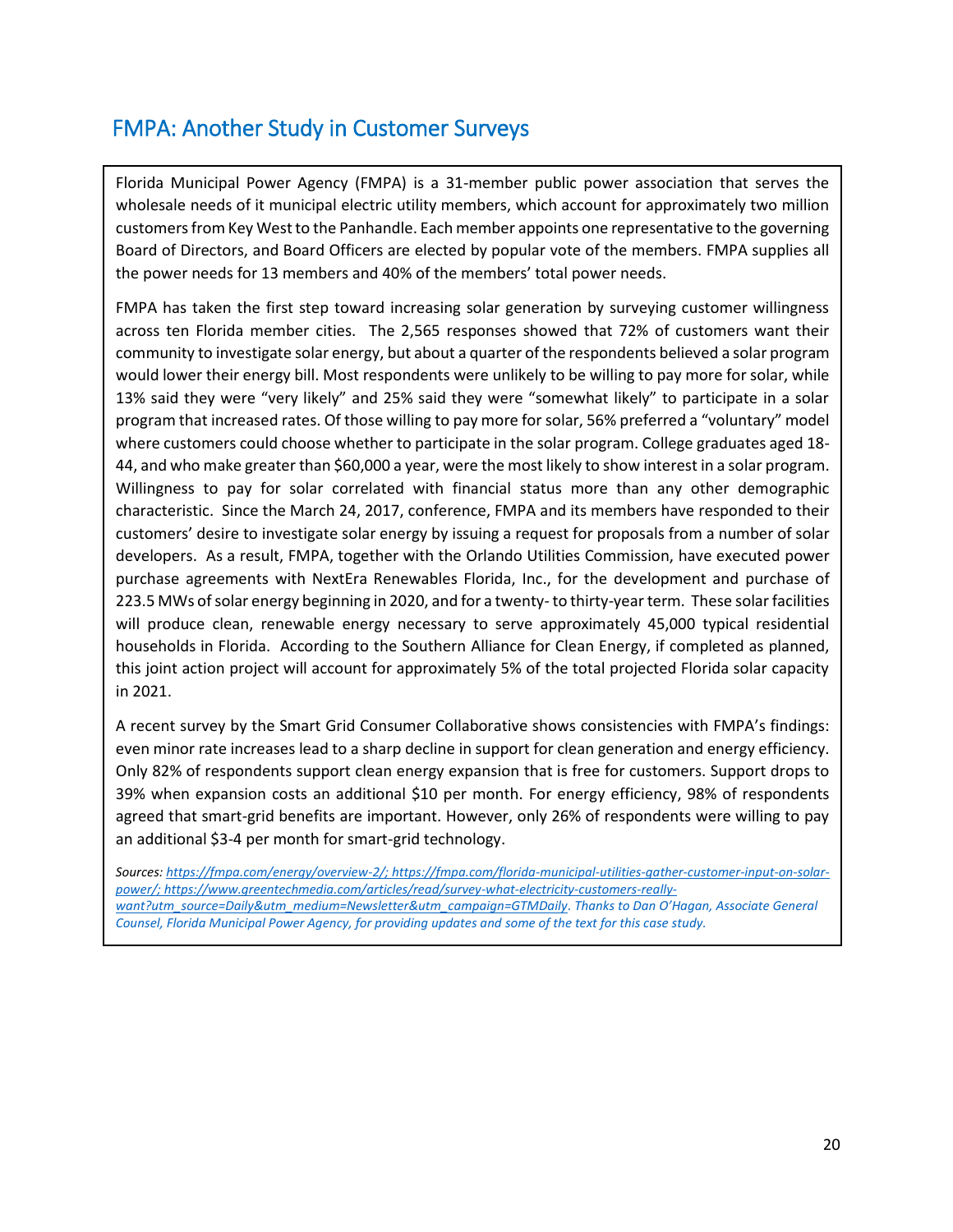## FMPA: Another Study in Customer Surveys

Florida Municipal Power Agency (FMPA) is a 31-member public power association that serves the wholesale needs of it municipal electric utility members, which account for approximately two million customers from Key West to the Panhandle. Each member appoints one representative to the governing Board of Directors, and Board Officers are elected by popular vote of the members. FMPA supplies all the power needs for 13 members and 40% of the members' total power needs.

FMPA has taken the first step toward increasing solar generation by surveying customer willingness across ten Florida member cities. The 2,565 responses showed that 72% of customers want their community to investigate solar energy, but about a quarter of the respondents believed a solar program would lower their energy bill. Most respondents were unlikely to be willing to pay more for solar, while 13% said they were "very likely" and 25% said they were "somewhat likely" to participate in a solar program that increased rates. Of those willing to pay more for solar, 56% preferred a "voluntary" model where customers could choose whether to participate in the solar program. College graduates aged 18-44, and who make greater than $60,000 a year, were the most likely to show interest in a solar program. Willingness to pay for solar correlated with financial status more than any other demographic characteristic. Since the March 24, 2017, conference, FMPA and its members have responded to their customers' desire to investigate solar energy by issuing a request for proposals from a number of solar developers. As a result, FMPA, together with the Orlando Utilities Commission, have executed power purchase agreements with NextEra Renewables Florida, Inc., for the development and purchase of 223.5 MWs of solar energy beginning in 2020, and for a twenty- to thirty-year term. These solar facilities will produce clean, renewable energy necessary to serve approximately 45,000 typical residential households in Florida. According to the Southern Alliance for Clean Energy, if completed as planned, this joint action project will account for approximately 5% of the total projected Florida solar capacity in 2021.

A recent survey by the Smart Grid Consumer Collaborative shows consistencies with FMPA's findings: even minor rate increases lead to a sharp decline in support for clean generation and energy efficiency. Only 82% of respondents support clean energy expansion that is free for customers. Support drops to 39% when expansion costs an additional $10 per month. For energy efficiency, 98% of respondents agreed that smart-grid benefits are important. However, only 26% of respondents were willing to pay an additional $3-4 per month for smart-grid technology.

*Sources: https://fmpa.com/energy/overview-2/; https://fmpa.com/florida-municipal-utilities-gather-customer-input-on-solar-power/; https://www.greentechmedia.com/articles/read/survey-what-electricity-customers-really-want?utm_source=Daily&utm_medium=Newsletter&utm_campaign=GTMDaily. Thanks to Dan O'Hagan, Associate General Counsel, Florida Municipal Power Agency, for providing updates and some of the text for this case study.*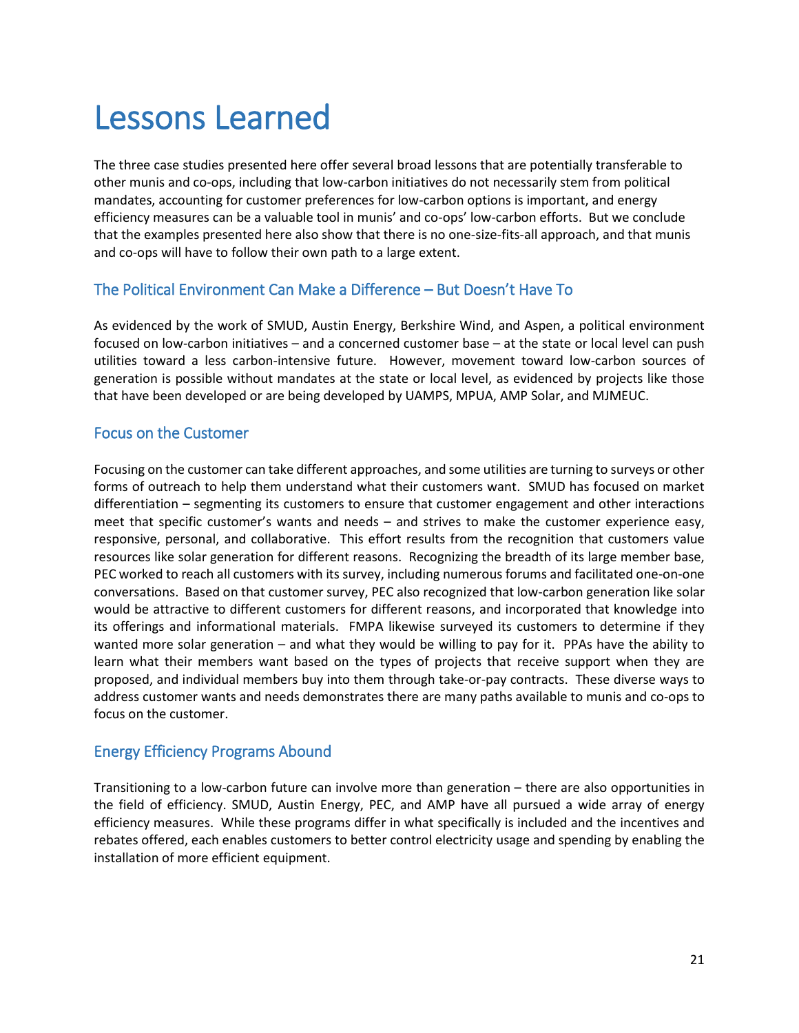# Lessons Learned

The three case studies presented here offer several broad lessons that are potentially transferable to other munis and co-ops, including that low-carbon initiatives do not necessarily stem from political mandates, accounting for customer preferences for low-carbon options is important, and energy efficiency measures can be a valuable tool in munis' and co-ops' low-carbon efforts. But we conclude that the examples presented here also show that there is no one-size-fits-all approach, and that munis and co-ops will have to follow their own path to a large extent.

## The Political Environment Can Make a Difference – But Doesn't Have To

As evidenced by the work of SMUD, Austin Energy, Berkshire Wind, and Aspen, a political environment focused on low-carbon initiatives – and a concerned customer base – at the state or local level can push utilities toward a less carbon-intensive future. However, movement toward low-carbon sources of generation is possible without mandates at the state or local level, as evidenced by projects like those that have been developed or are being developed by UAMPS, MPUA, AMP Solar, and MJMEUC.

## Focus on the Customer

Focusing on the customer can take different approaches, and some utilities are turning to surveys or other forms of outreach to help them understand what their customers want. SMUD has focused on market differentiation – segmenting its customers to ensure that customer engagement and other interactions meet that specific customer's wants and needs – and strives to make the customer experience easy, responsive, personal, and collaborative. This effort results from the recognition that customers value resources like solar generation for different reasons. Recognizing the breadth of its large member base, PEC worked to reach all customers with its survey, including numerous forums and facilitated one-on-one conversations. Based on that customer survey, PEC also recognized that low-carbon generation like solar would be attractive to different customers for different reasons, and incorporated that knowledge into its offerings and informational materials. FMPA likewise surveyed its customers to determine if they wanted more solar generation – and what they would be willing to pay for it. PPAs have the ability to learn what their members want based on the types of projects that receive support when they are proposed, and individual members buy into them through take-or-pay contracts. These diverse ways to address customer wants and needs demonstrates there are many paths available to munis and co-ops to focus on the customer.

## Energy Efficiency Programs Abound

Transitioning to a low-carbon future can involve more than generation – there are also opportunities in the field of efficiency. SMUD, Austin Energy, PEC, and AMP have all pursued a wide array of energy efficiency measures. While these programs differ in what specifically is included and the incentives and rebates offered, each enables customers to better control electricity usage and spending by enabling the installation of more efficient equipment.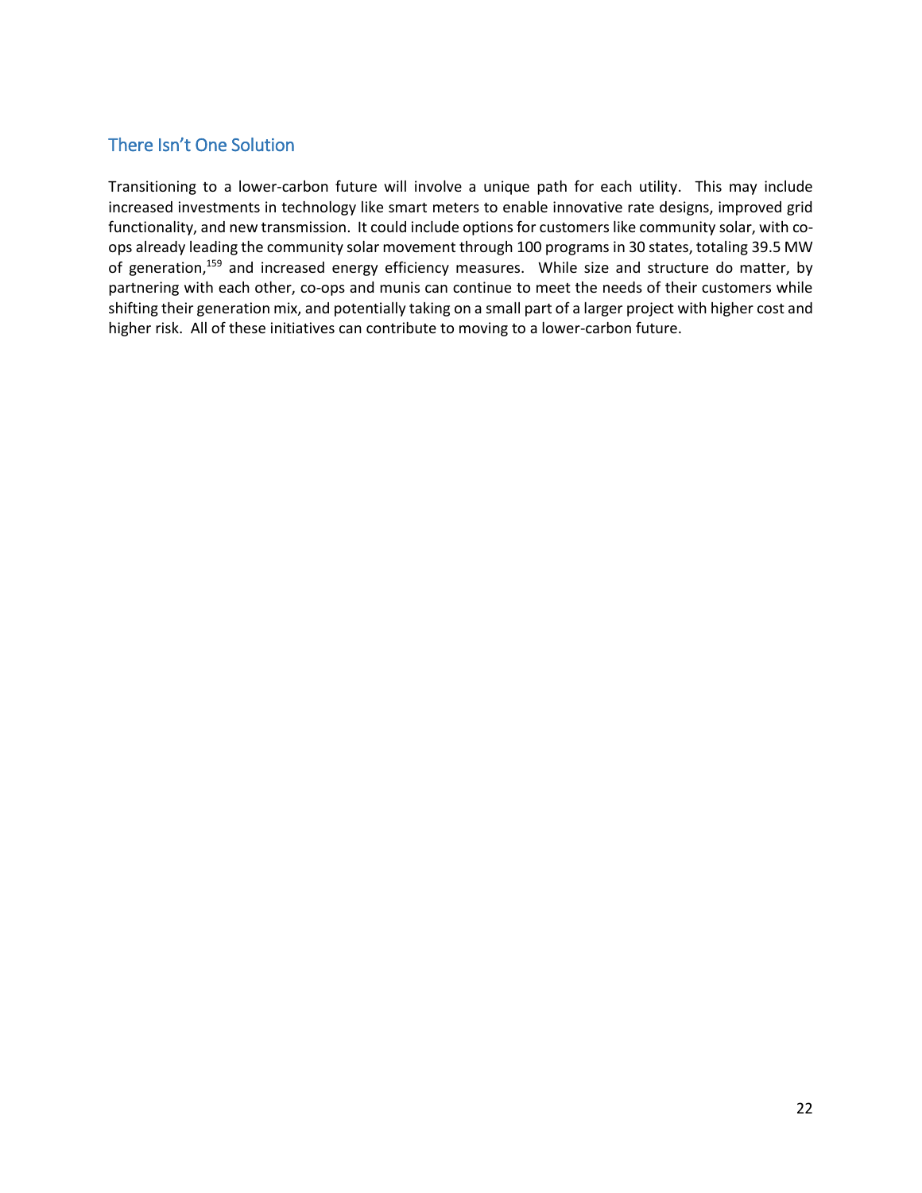## There Isn't One Solution

Transitioning to a lower-carbon future will involve a unique path for each utility. This may include increased investments in technology like smart meters to enable innovative rate designs, improved grid functionality, and new transmission. It could include options for customers like community solar, with co-ops already leading the community solar movement through 100 programs in 30 states, totaling 39.5 MW of generation,[159] and increased energy efficiency measures. While size and structure do matter, by partnering with each other, co-ops and munis can continue to meet the needs of their customers while shifting their generation mix, and potentially taking on a small part of a larger project with higher cost and higher risk. All of these initiatives can contribute to moving to a lower-carbon future.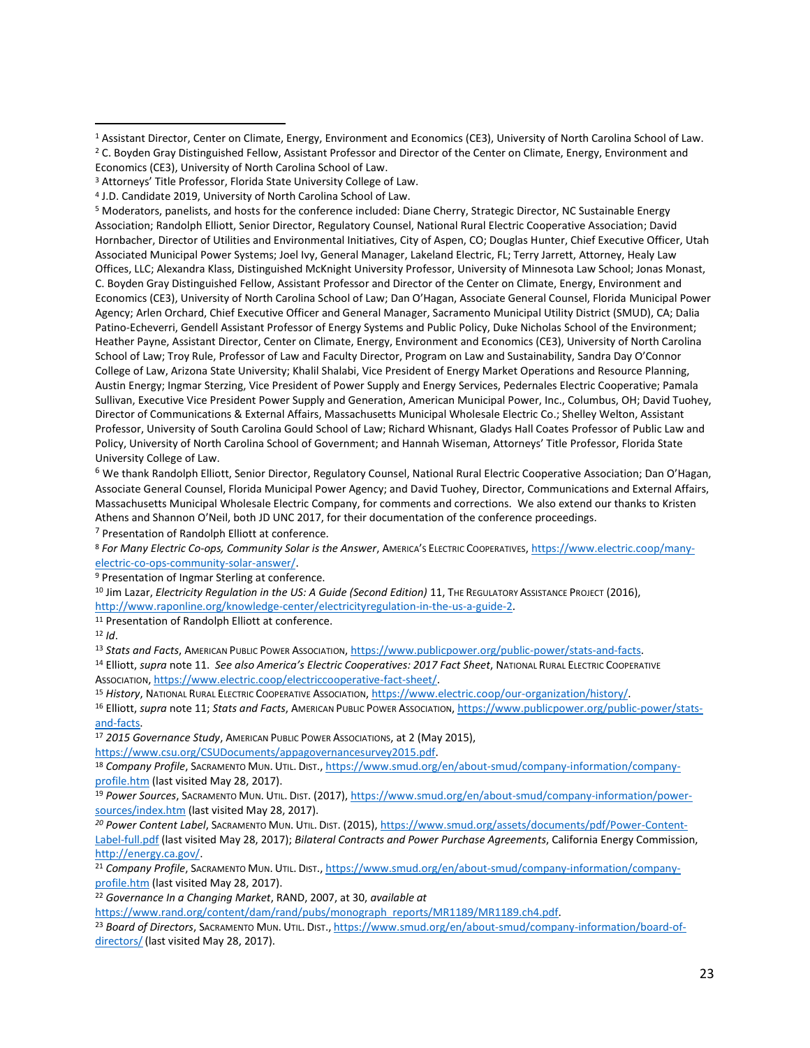[1] Assistant Director, Center on Climate, Energy, Environment and Economics (CE3), University of North Carolina School of Law.

[2] C. Boyden Gray Distinguished Fellow, Assistant Professor and Director of the Center on Climate, Energy, Environment and Economics (CE3), University of North Carolina School of Law.

[3] Attorneys' Title Professor, Florida State University College of Law.

[4] J.D. Candidate 2019, University of North Carolina School of Law.

[5] Moderators, panelists, and hosts for the conference included: Diane Cherry, Strategic Director, NC Sustainable Energy Association; Randolph Elliott, Senior Director, Regulatory Counsel, National Rural Electric Cooperative Association; David Hornbacher, Director of Utilities and Environmental Initiatives, City of Aspen, CO; Douglas Hunter, Chief Executive Officer, Utah Associated Municipal Power Systems; Joel Ivy, General Manager, Lakeland Electric, FL; Terry Jarrett, Attorney, Healy Law Offices, LLC; Alexandra Klass, Distinguished McKnight University Professor, University of Minnesota Law School; Jonas Monast, C. Boyden Gray Distinguished Fellow, Assistant Professor and Director of the Center on Climate, Energy, Environment and Economics (CE3), University of North Carolina School of Law; Dan O'Hagan, Associate General Counsel, Florida Municipal Power Agency; Arlen Orchard, Chief Executive Officer and General Manager, Sacramento Municipal Utility District (SMUD), CA; Dalia Patino-Echeverri, Gendell Assistant Professor of Energy Systems and Public Policy, Duke Nicholas School of the Environment; Heather Payne, Assistant Director, Center on Climate, Energy, Environment and Economics (CE3), University of North Carolina School of Law; Troy Rule, Professor of Law and Faculty Director, Program on Law and Sustainability, Sandra Day O'Connor College of Law, Arizona State University; Khalil Shalabi, Vice President of Energy Market Operations and Resource Planning, Austin Energy; Ingmar Sterzing, Vice President of Power Supply and Energy Services, Pedernales Electric Cooperative; Pamala Sullivan, Executive Vice President Power Supply and Generation, American Municipal Power, Inc., Columbus, OH; David Tuohey, Director of Communications & External Affairs, Massachusetts Municipal Wholesale Electric Co.; Shelley Welton, Assistant Professor, University of South Carolina Gould School of Law; Richard Whisnant, Gladys Hall Coates Professor of Public Law and Policy, University of North Carolina School of Government; and Hannah Wiseman, Attorneys' Title Professor, Florida State University College of Law.

[6] We thank Randolph Elliott, Senior Director, Regulatory Counsel, National Rural Electric Cooperative Association; Dan O'Hagan, Associate General Counsel, Florida Municipal Power Agency; and David Tuohey, Director, Communications and External Affairs, Massachusetts Municipal Wholesale Electric Company, for comments and corrections. We also extend our thanks to Kristen Athens and Shannon O'Neil, both JD UNC 2017, for their documentation of the conference proceedings.

[7] Presentation of Randolph Elliott at conference.

[8] *For Many Electric Co-ops, Community Solar is the Answer*, America's Electric Cooperatives, https://www.electric.coop/many-electric-co-ops-community-solar-answer/.

[9] Presentation of Ingmar Sterling at conference.

[10] Jim Lazar, *Electricity Regulation in the US: A Guide (Second Edition)* 11, The Regulatory Assistance Project (2016), http://www.raponline.org/knowledge-center/electricityregulation-in-the-us-a-guide-2.

[11] Presentation of Randolph Elliott at conference.

[12] *Id*.

[13] *Stats and Facts*, American Public Power Association, https://www.publicpower.org/public-power/stats-and-facts.

[14] Elliott, *supra* note 11. *See also America's Electric Cooperatives: 2017 Fact Sheet*, National Rural Electric Cooperative Association, https://www.electric.coop/electriccooperative-fact-sheet/.

[15] *History*, National Rural Electric Cooperative Association, https://www.electric.coop/our-organization/history/.

[16] Elliott, *supra* note 11; *Stats and Facts*, American Public Power Association, https://www.publicpower.org/public-power/stats-and-facts.

[17] *2015 Governance Study*, American Public Power Associations, at 2 (May 2015), https://www.csu.org/CSUDocuments/appagovernancesurvey2015.pdf.

[18] *Company Profile*, Sacramento Mun. Util. Dist., https://www.smud.org/en/about-smud/company-information/company-profile.htm (last visited May 28, 2017).

[19] *Power Sources*, Sacramento Mun. Util. Dist. (2017), https://www.smud.org/en/about-smud/company-information/power-sources/index.htm (last visited May 28, 2017).

[20] *Power Content Label*, Sacramento Mun. Util. Dist. (2015), https://www.smud.org/assets/documents/pdf/Power-Content-Label-full.pdf (last visited May 28, 2017); *Bilateral Contracts and Power Purchase Agreements*, California Energy Commission, http://energy.ca.gov/.

[21] *Company Profile*, Sacramento Mun. Util. Dist., https://www.smud.org/en/about-smud/company-information/company-profile.htm (last visited May 28, 2017).

[22] *Governance In a Changing Market*, RAND, 2007, at 30, *available at* https://www.rand.org/content/dam/rand/pubs/monograph_reports/MR1189/MR1189.ch4.pdf.

[23] *Board of Directors*, Sacramento Mun. Util. Dist., https://www.smud.org/en/about-smud/company-information/board-of-directors/ (last visited May 28, 2017).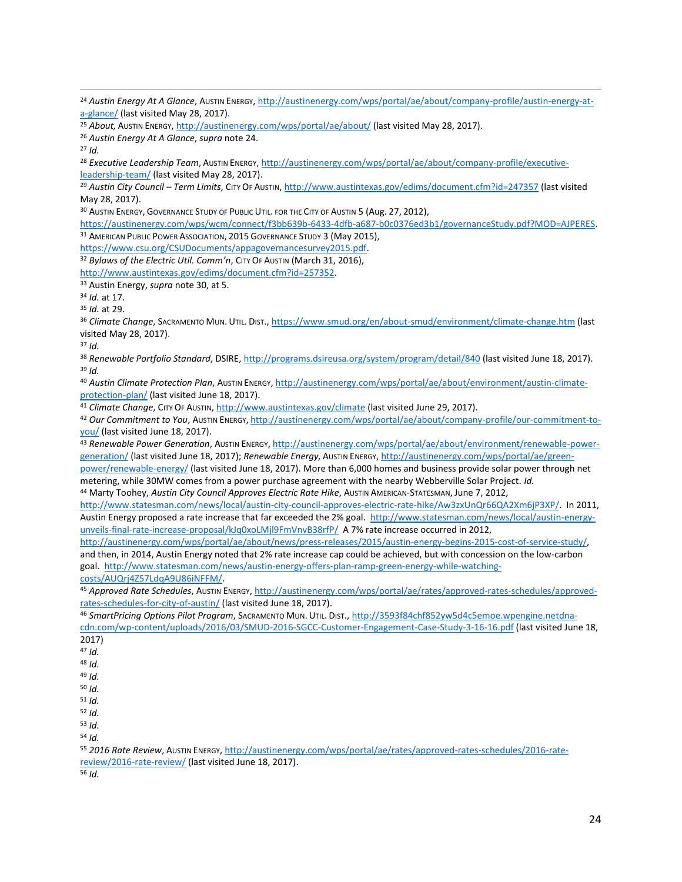[24] *Austin Energy At A Glance*, Austin Energy, http://austinenergy.com/wps/portal/ae/about/company-profile/austin-energy-at-a-glance/ (last visited May 28, 2017).

[25] *About,* Austin Energy, http://austinenergy.com/wps/portal/ae/about/ (last visited May 28, 2017).

[26] *Austin Energy At A Glance*, *supra* note 24.

[27] *Id.*

[28] *Executive Leadership Team*, Austin Energy, http://austinenergy.com/wps/portal/ae/about/company-profile/executive-leadership-team/ (last visited May 28, 2017).

[29] *Austin City Council – Term Limits*, City Of Austin, http://www.austintexas.gov/edims/document.cfm?id=247357 (last visited May 28, 2017).

[30] Austin Energy, Governance Study of Public Util. for the City of Austin 5 (Aug. 27, 2012), https://austinenergy.com/wps/wcm/connect/f3bb639b-6433-4dfb-a687-b0c0376ed3b1/governanceStudy.pdf?MOD=AJPERES.

[31] American Public Power Association, 2015 Governance Study 3 (May 2015), https://www.csu.org/CSUDocuments/appagovernancesurvey2015.pdf.

[32] *Bylaws of the Electric Util. Comm'n*, City Of Austin (March 31, 2016), http://www.austintexas.gov/edims/document.cfm?id=257352.

[33] Austin Energy, *supra* note 30, at 5.

[34] *Id.* at 17.

[35] *Id.* at 29.

[36] *Climate Change*, Sacramento Mun. Util. Dist., https://www.smud.org/en/about-smud/environment/climate-change.htm (last visited May 28, 2017).

[37] *Id.*

[38] *Renewable Portfolio Standard*, DSIRE, http://programs.dsireusa.org/system/program/detail/840 (last visited June 18, 2017).

[39] *Id.*

[40] *Austin Climate Protection Plan*, Austin Energy, http://austinenergy.com/wps/portal/ae/about/environment/austin-climate-protection-plan/ (last visited June 18, 2017).

[41] *Climate Change*, City Of Austin, http://www.austintexas.gov/climate (last visited June 29, 2017).

[42] *Our Commitment to You*, Austin Energy, http://austinenergy.com/wps/portal/ae/about/company-profile/our-commitment-to-you/ (last visited June 18, 2017).

[43] *Renewable Power Generation*, Austin Energy, http://austinenergy.com/wps/portal/ae/about/environment/renewable-power-generation/ (last visited June 18, 2017); *Renewable Energy,* Austin Energy, http://austinenergy.com/wps/portal/ae/green-power/renewable-energy/ (last visited June 18, 2017). More than 6,000 homes and business provide solar power through net metering, while 30MW comes from a power purchase agreement with the nearby Webberville Solar Project. *Id.*

[44] Marty Toohey, *Austin City Council Approves Electric Rate Hike*, Austin American-Statesman, June 7, 2012, http://www.statesman.com/news/local/austin-city-council-approves-electric-rate-hike/Aw3zxUnQr66QA2Xm6jP3XP/. In 2011, Austin Energy proposed a rate increase that far exceeded the 2% goal. http://www.statesman.com/news/local/austin-energy-unveils-final-rate-increase-proposal/kJq0xoLMjl9FmVnvB38rfP/ A 7% rate increase occurred in 2012, http://austinenergy.com/wps/portal/ae/about/news/press-releases/2015/austin-energy-begins-2015-cost-of-service-study/, and then, in 2014, Austin Energy noted that 2% rate increase cap could be achieved, but with concession on the low-carbon goal. http://www.statesman.com/news/austin-energy-offers-plan-ramp-green-energy-while-watching-costs/AUQrj4Z57LdqA9U86iNFFM/.

[45] *Approved Rate Schedules*, Austin Energy, http://austinenergy.com/wps/portal/ae/rates/approved-rates-schedules/approved-rates-schedules-for-city-of-austin/ (last visited June 18, 2017).

[46] *SmartPricing Options Pilot Program*, Sacramento Mun. Util. Dist., http://3593f84chf852yw5d4c5emoe.wpengine.netdna-cdn.com/wp-content/uploads/2016/03/SMUD-2016-SGCC-Customer-Engagement-Case-Study-3-16-16.pdf (last visited June 18, 2017)

[47] *Id.*

[48] *Id.*

[49] *Id.*

[50] *Id.*

[51] *Id.*

[52] *Id.*

[53] *Id.*

[54] *Id.*

[55] *2016 Rate Review*, Austin Energy, http://austinenergy.com/wps/portal/ae/rates/approved-rates-schedules/2016-rate-review/2016-rate-review/ (last visited June 18, 2017).

[56] *Id.*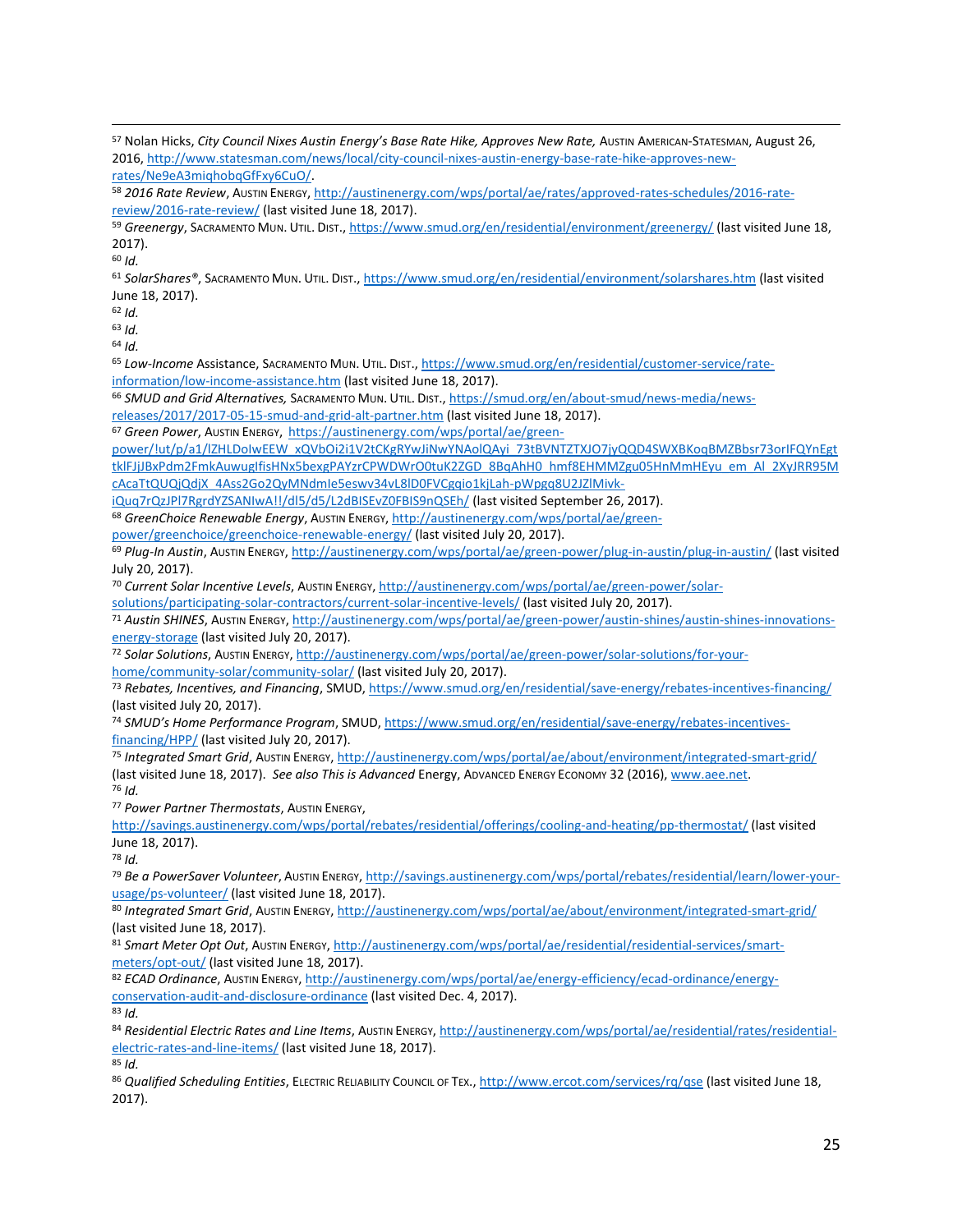[57] Nolan Hicks, *City Council Nixes Austin Energy's Base Rate Hike, Approves New Rate,* AUSTIN AMERICAN-STATESMAN, August 26, 2016, http://www.statesman.com/news/local/city-council-nixes-austin-energy-base-rate-hike-approves-new-rates/Ne9eA3miqhobqGfFxy6CuO/.

[58] *2016 Rate Review*, AUSTIN ENERGY, http://austinenergy.com/wps/portal/ae/rates/approved-rates-schedules/2016-rate-review/2016-rate-review/ (last visited June 18, 2017).

[59] *Greenergy*, SACRAMENTO MUN. UTIL. DIST., https://www.smud.org/en/residential/environment/greenergy/ (last visited June 18, 2017).

[60] *Id.*

[61] *SolarShares®*, SACRAMENTO MUN. UTIL. DIST., https://www.smud.org/en/residential/environment/solarshares.htm (last visited June 18, 2017).

[62] *Id.*

[63] *Id.*

[64] *Id.*

[65] *Low-Income* Assistance, SACRAMENTO MUN. UTIL. DIST., https://www.smud.org/en/residential/customer-service/rate-information/low-income-assistance.htm (last visited June 18, 2017).

[66] *SMUD and Grid Alternatives,* SACRAMENTO MUN. UTIL. DIST., https://smud.org/en/about-smud/news-media/news-releases/2017/2017-05-15-smud-and-grid-alt-partner.htm (last visited June 18, 2017).

[67] *Green Power*, AUSTIN ENERGY, https://austinenergy.com/wps/portal/ae/green-power/!ut/p/a1/lZHLDoIwEEW_xQVbOi2i1V2tCKgRYwJiNwYNAolQAyi_73tBVNTZTXJO7jyQQD4SWXBKoqBMZBbsr73orIFQYnEgttklFJjJBxPdm2FmkAuwugIfisHNx5bexgPAYzrCPWDWrO0tuK2ZGD_8BqAhH0_hmf8EHMMZgu05HnMmHEyu_em_Al_2XyJRR95McAcaTtQUQjQdjX_4Ass2Go2QyMNdmIe5eswv34vL8lD0FVCgqio1kjLah-pWpgq8U2JZlMivk-iQuq7rQzJPl7RgrdYZSANIwA!!/dl5/d5/L2dBISEvZ0FBIS9nQSEh/ (last visited September 26, 2017).

[68] *GreenChoice Renewable Energy*, AUSTIN ENERGY, http://austinenergy.com/wps/portal/ae/green-power/greenchoice/greenchoice-renewable-energy/ (last visited July 20, 2017).

[69] *Plug-In Austin*, AUSTIN ENERGY, http://austinenergy.com/wps/portal/ae/green-power/plug-in-austin/plug-in-austin/ (last visited July 20, 2017).

[70] *Current Solar Incentive Levels*, AUSTIN ENERGY, http://austinenergy.com/wps/portal/ae/green-power/solar-solutions/participating-solar-contractors/current-solar-incentive-levels/ (last visited July 20, 2017).

[71] *Austin SHINES*, AUSTIN ENERGY, http://austinenergy.com/wps/portal/ae/green-power/austin-shines/austin-shines-innovations-energy-storage (last visited July 20, 2017).

[72] *Solar Solutions*, AUSTIN ENERGY, http://austinenergy.com/wps/portal/ae/green-power/solar-solutions/for-your-home/community-solar/community-solar/ (last visited July 20, 2017).

[73] *Rebates, Incentives, and Financing*, SMUD, https://www.smud.org/en/residential/save-energy/rebates-incentives-financing/ (last visited July 20, 2017).

[74] *SMUD's Home Performance Program*, SMUD, https://www.smud.org/en/residential/save-energy/rebates-incentives-financing/HPP/ (last visited July 20, 2017).

[75] *Integrated Smart Grid*, AUSTIN ENERGY, http://austinenergy.com/wps/portal/ae/about/environment/integrated-smart-grid/ (last visited June 18, 2017). *See also This is Advanced* Energy, ADVANCED ENERGY ECONOMY 32 (2016), www.aee.net.

[76] *Id.*

[77] *Power Partner Thermostats*, AUSTIN ENERGY, http://savings.austinenergy.com/wps/portal/rebates/residential/offerings/cooling-and-heating/pp-thermostat/ (last visited June 18, 2017).

[78] *Id.*

[79] *Be a PowerSaver Volunteer*, AUSTIN ENERGY, http://savings.austinenergy.com/wps/portal/rebates/residential/learn/lower-your-usage/ps-volunteer/ (last visited June 18, 2017).

[80] *Integrated Smart Grid*, AUSTIN ENERGY, http://austinenergy.com/wps/portal/ae/about/environment/integrated-smart-grid/ (last visited June 18, 2017).

[81] *Smart Meter Opt Out*, AUSTIN ENERGY, http://austinenergy.com/wps/portal/ae/residential/residential-services/smart-meters/opt-out/ (last visited June 18, 2017).

[82] *ECAD Ordinance*, AUSTIN ENERGY, http://austinenergy.com/wps/portal/ae/energy-efficiency/ecad-ordinance/energy-conservation-audit-and-disclosure-ordinance (last visited Dec. 4, 2017).

[83] *Id.*

[84] *Residential Electric Rates and Line Items*, AUSTIN ENERGY, http://austinenergy.com/wps/portal/ae/residential/rates/residential-electric-rates-and-line-items/ (last visited June 18, 2017).

[85] *Id.*

[86] *Qualified Scheduling Entities*, ELECTRIC RELIABILITY COUNCIL OF TEX., http://www.ercot.com/services/rq/qse (last visited June 18, 2017).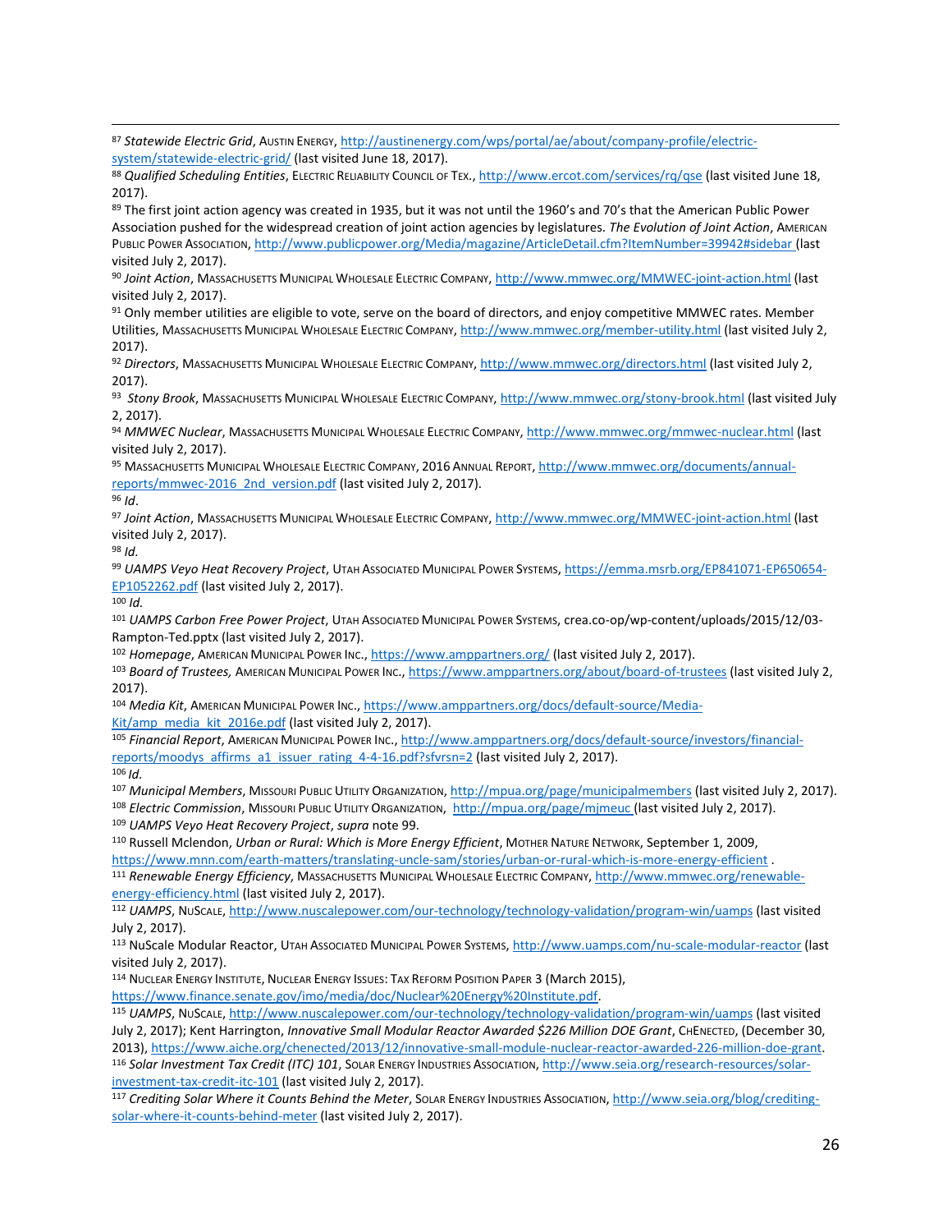[87] *Statewide Electric Grid*, Austin Energy, http://austinenergy.com/wps/portal/ae/about/company-profile/electric-system/statewide-electric-grid/ (last visited June 18, 2017).

[88] *Qualified Scheduling Entities*, Electric Reliability Council of Tex., http://www.ercot.com/services/rq/qse (last visited June 18, 2017).

[89] The first joint action agency was created in 1935, but it was not until the 1960's and 70's that the American Public Power Association pushed for the widespread creation of joint action agencies by legislatures. *The Evolution of Joint Action*, American Public Power Association, http://www.publicpower.org/Media/magazine/ArticleDetail.cfm?ItemNumber=39942#sidebar (last visited July 2, 2017).

[90] *Joint Action*, Massachusetts Municipal Wholesale Electric Company, http://www.mmwec.org/MMWEC-joint-action.html (last visited July 2, 2017).

[91] Only member utilities are eligible to vote, serve on the board of directors, and enjoy competitive MMWEC rates. Member Utilities, Massachusetts Municipal Wholesale Electric Company, http://www.mmwec.org/member-utility.html (last visited July 2, 2017).

[92] *Directors*, Massachusetts Municipal Wholesale Electric Company, http://www.mmwec.org/directors.html (last visited July 2, 2017).

[93] *Stony Brook*, Massachusetts Municipal Wholesale Electric Company, http://www.mmwec.org/stony-brook.html (last visited July 2, 2017).

[94] *MMWEC Nuclear*, Massachusetts Municipal Wholesale Electric Company, http://www.mmwec.org/mmwec-nuclear.html (last visited July 2, 2017).

[95] Massachusetts Municipal Wholesale Electric Company, 2016 Annual Report, http://www.mmwec.org/documents/annual-reports/mmwec-2016_2nd_version.pdf (last visited July 2, 2017).

[96] *Id*.

[97] *Joint Action*, Massachusetts Municipal Wholesale Electric Company, http://www.mmwec.org/MMWEC-joint-action.html (last visited July 2, 2017).

[98] *Id.*

[99] *UAMPS Veyo Heat Recovery Project*, Utah Associated Municipal Power Systems, https://emma.msrb.org/EP841071-EP650654-EP1052262.pdf (last visited July 2, 2017).

[100] *Id.*

[101] *UAMPS Carbon Free Power Project*, Utah Associated Municipal Power Systems, crea.co-op/wp-content/uploads/2015/12/03-Rampton-Ted.pptx (last visited July 2, 2017).

[102] *Homepage*, American Municipal Power Inc., https://www.amppartners.org/ (last visited July 2, 2017).

[103] *Board of Trustees,* American Municipal Power Inc., https://www.amppartners.org/about/board-of-trustees (last visited July 2, 2017).

[104] *Media Kit*, American Municipal Power Inc., https://www.amppartners.org/docs/default-source/Media-Kit/amp_media_kit_2016e.pdf (last visited July 2, 2017).

[105] *Financial Report*, American Municipal Power Inc., http://www.amppartners.org/docs/default-source/investors/financial-reports/moodys_affirms_a1_issuer_rating_4-4-16.pdf?sfvrsn=2 (last visited July 2, 2017).

[106] *Id.*

[107] *Municipal Members*, Missouri Public Utility Organization, http://mpua.org/page/municipalmembers (last visited July 2, 2017).

[108] *Electric Commission*, Missouri Public Utility Organization, http://mpua.org/page/mjmeuc (last visited July 2, 2017).

[109] *UAMPS Veyo Heat Recovery Project*, *supra* note 99.

[110] Russell Mclendon, *Urban or Rural: Which is More Energy Efficient*, Mother Nature Network, September 1, 2009, https://www.mnn.com/earth-matters/translating-uncle-sam/stories/urban-or-rural-which-is-more-energy-efficient .

[111] *Renewable Energy Efficiency*, Massachusetts Municipal Wholesale Electric Company, http://www.mmwec.org/renewable-energy-efficiency.html (last visited July 2, 2017).

[112] *UAMPS*, NuScale, http://www.nuscalepower.com/our-technology/technology-validation/program-win/uamps (last visited July 2, 2017).

[113] NuScale Modular Reactor, Utah Associated Municipal Power Systems, http://www.uamps.com/nu-scale-modular-reactor (last visited July 2, 2017).

[114] Nuclear Energy Institute, Nuclear Energy Issues: Tax Reform Position Paper 3 (March 2015), https://www.finance.senate.gov/imo/media/doc/Nuclear%20Energy%20Institute.pdf.

[115] *UAMPS*, NuScale, http://www.nuscalepower.com/our-technology/technology-validation/program-win/uamps (last visited July 2, 2017); Kent Harrington, *Innovative Small Modular Reactor Awarded $226 Million DOE Grant*, ChEnected, (December 30, 2013), https://www.aiche.org/chenected/2013/12/innovative-small-module-nuclear-reactor-awarded-226-million-doe-grant.

[116] *Solar Investment Tax Credit (ITC) 101*, Solar Energy Industries Association, http://www.seia.org/research-resources/solar-investment-tax-credit-itc-101 (last visited July 2, 2017).

[117] *Crediting Solar Where it Counts Behind the Meter*, Solar Energy Industries Association, http://www.seia.org/blog/crediting-solar-where-it-counts-behind-meter (last visited July 2, 2017).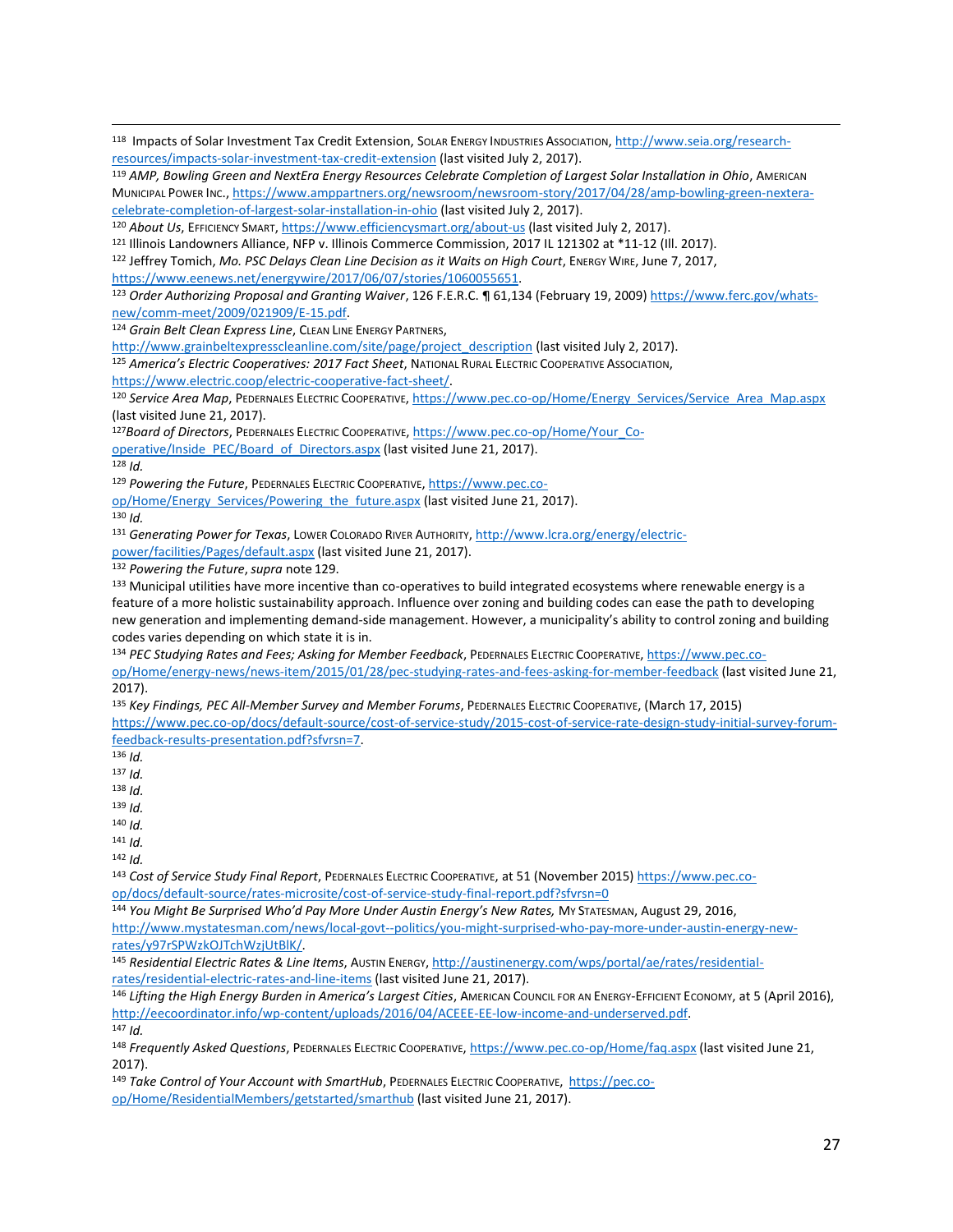[118] Impacts of Solar Investment Tax Credit Extension, SOLAR ENERGY INDUSTRIES ASSOCIATION, http://www.seia.org/research-resources/impacts-solar-investment-tax-credit-extension (last visited July 2, 2017).

[119] *AMP, Bowling Green and NextEra Energy Resources Celebrate Completion of Largest Solar Installation in Ohio*, AMERICAN MUNICIPAL POWER INC., https://www.amppartners.org/newsroom/newsroom-story/2017/04/28/amp-bowling-green-nextera-celebrate-completion-of-largest-solar-installation-in-ohio (last visited July 2, 2017).

[120] *About Us*, EFFICIENCY SMART, https://www.efficiencysmart.org/about-us (last visited July 2, 2017).

[121] Illinois Landowners Alliance, NFP v. Illinois Commerce Commission, 2017 IL 121302 at *11-12 (Ill. 2017).

[122] Jeffrey Tomich, *Mo. PSC Delays Clean Line Decision as it Waits on High Court*, ENERGY WIRE, June 7, 2017, https://www.eenews.net/energywire/2017/06/07/stories/1060055651.

[123] *Order Authorizing Proposal and Granting Waiver*, 126 F.E.R.C. ¶ 61,134 (February 19, 2009) https://www.ferc.gov/whats-new/comm-meet/2009/021909/E-15.pdf.

[124] *Grain Belt Clean Express Line*, CLEAN LINE ENERGY PARTNERS, http://www.grainbeltexpresscleanline.com/site/page/project_description (last visited July 2, 2017).

[125] *America's Electric Cooperatives: 2017 Fact Sheet*, NATIONAL RURAL ELECTRIC COOPERATIVE ASSOCIATION, https://www.electric.coop/electric-cooperative-fact-sheet/.

[126] *Service Area Map*, PEDERNALES ELECTRIC COOPERATIVE, https://www.pec.co-op/Home/Energy_Services/Service_Area_Map.aspx (last visited June 21, 2017).

[127] *Board of Directors*, PEDERNALES ELECTRIC COOPERATIVE, https://www.pec.co-op/Home/Your_Co-operative/Inside_PEC/Board_of_Directors.aspx (last visited June 21, 2017).

[128] *Id.*

[129] *Powering the Future*, PEDERNALES ELECTRIC COOPERATIVE, https://www.pec.co-op/Home/Energy_Services/Powering_the_future.aspx (last visited June 21, 2017).

[130] *Id.*

[131] *Generating Power for Texas*, LOWER COLORADO RIVER AUTHORITY, http://www.lcra.org/energy/electric-power/facilities/Pages/default.aspx (last visited June 21, 2017).

[132] *Powering the Future*, *supra* note 129.

[133] Municipal utilities have more incentive than co-operatives to build integrated ecosystems where renewable energy is a feature of a more holistic sustainability approach. Influence over zoning and building codes can ease the path to developing new generation and implementing demand-side management. However, a municipality's ability to control zoning and building codes varies depending on which state it is in.

[134] *PEC Studying Rates and Fees; Asking for Member Feedback*, PEDERNALES ELECTRIC COOPERATIVE, https://www.pec.co-op/Home/energy-news/news-item/2015/01/28/pec-studying-rates-and-fees-asking-for-member-feedback (last visited June 21, 2017).

[135] *Key Findings, PEC All-Member Survey and Member Forums*, PEDERNALES ELECTRIC COOPERATIVE, (March 17, 2015) https://www.pec.co-op/docs/default-source/cost-of-service-study/2015-cost-of-service-rate-design-study-initial-survey-forum-feedback-results-presentation.pdf?sfvrsn=7.

[136] *Id.*

[137] *Id.*

[138] *Id.*

[139] *Id.*

[140] *Id.*

[141] *Id.*

[142] *Id.*

[143] *Cost of Service Study Final Report*, PEDERNALES ELECTRIC COOPERATIVE, at 51 (November 2015) https://www.pec.co-op/docs/default-source/rates-microsite/cost-of-service-study-final-report.pdf?sfvrsn=0

[144] *You Might Be Surprised Who'd Pay More Under Austin Energy's New Rates,* MY STATESMAN, August 29, 2016, http://www.mystatesman.com/news/local-govt--politics/you-might-surprised-who-pay-more-under-austin-energy-new-rates/y97rSPWzkOJTchWzjUtBlK/.

[145] *Residential Electric Rates & Line Items*, AUSTIN ENERGY, http://austinenergy.com/wps/portal/ae/rates/residential-rates/residential-electric-rates-and-line-items (last visited June 21, 2017).

[146] *Lifting the High Energy Burden in America's Largest Cities*, AMERICAN COUNCIL FOR AN ENERGY-EFFICIENT ECONOMY, at 5 (April 2016), http://eecoordinator.info/wp-content/uploads/2016/04/ACEEE-EE-low-income-and-underserved.pdf.

[147] *Id.*

[148] *Frequently Asked Questions*, PEDERNALES ELECTRIC COOPERATIVE, https://www.pec.co-op/Home/faq.aspx (last visited June 21, 2017).

[149] *Take Control of Your Account with SmartHub*, PEDERNALES ELECTRIC COOPERATIVE, https://pec.co-op/Home/ResidentialMembers/getstarted/smarthub (last visited June 21, 2017).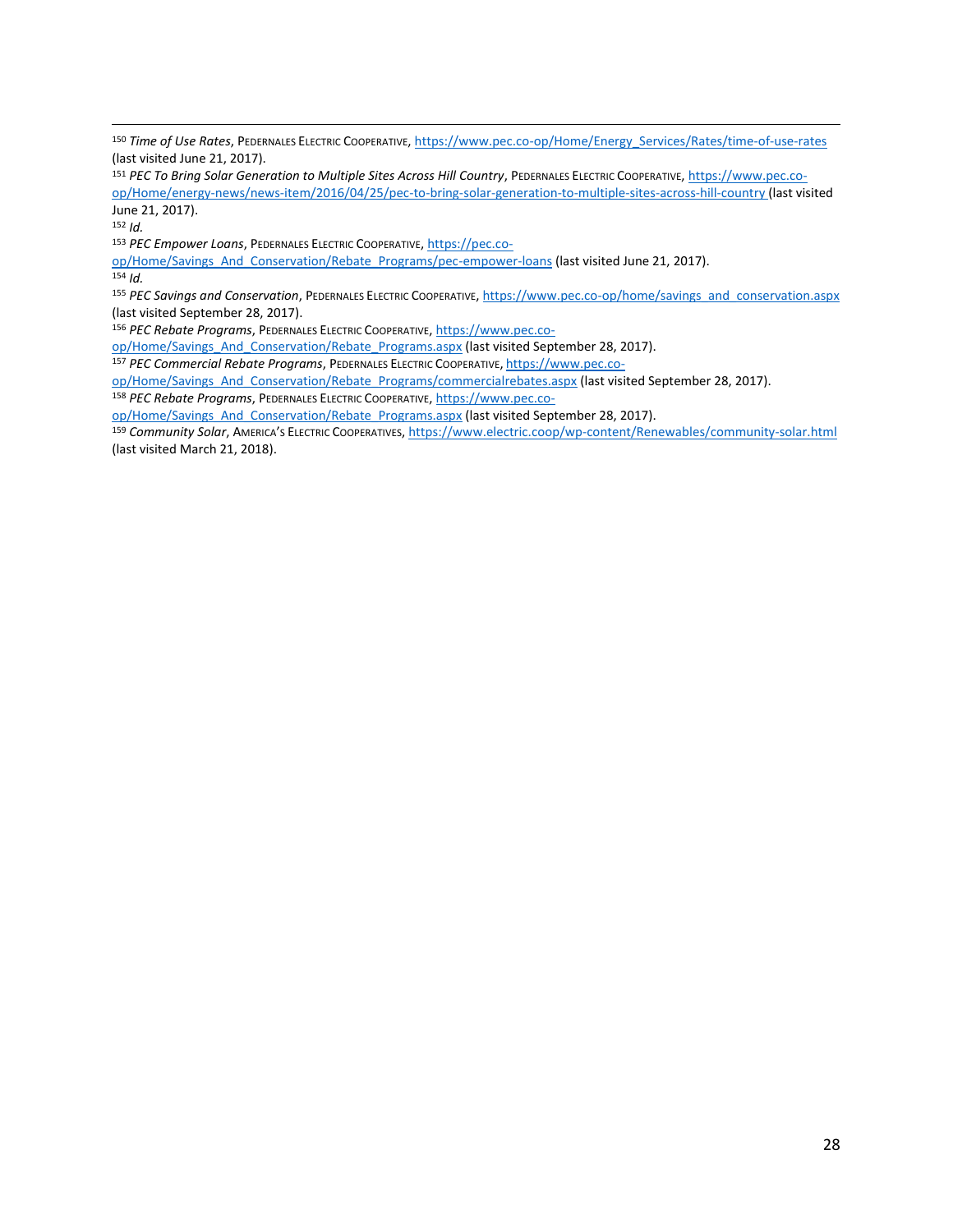[150] *Time of Use Rates*, Pedernales Electric Cooperative, https://www.pec.co-op/Home/Energy_Services/Rates/time-of-use-rates (last visited June 21, 2017).

[151] *PEC To Bring Solar Generation to Multiple Sites Across Hill Country*, Pedernales Electric Cooperative, https://www.pec.co-op/Home/energy-news/news-item/2016/04/25/pec-to-bring-solar-generation-to-multiple-sites-across-hill-country (last visited June 21, 2017).

[152] *Id.*

[153] *PEC Empower Loans*, Pedernales Electric Cooperative, https://pec.co-op/Home/Savings_And_Conservation/Rebate_Programs/pec-empower-loans (last visited June 21, 2017).

[154] *Id.*

[155] *PEC Savings and Conservation*, Pedernales Electric Cooperative, https://www.pec.co-op/home/savings_and_conservation.aspx (last visited September 28, 2017).

[156] *PEC Rebate Programs*, Pedernales Electric Cooperative, https://www.pec.co-op/Home/Savings_And_Conservation/Rebate_Programs.aspx (last visited September 28, 2017).

[157] *PEC Commercial Rebate Programs*, Pedernales Electric Cooperative, https://www.pec.co-op/Home/Savings_And_Conservation/Rebate_Programs/commercialrebates.aspx (last visited September 28, 2017).

[158] *PEC Rebate Programs*, Pedernales Electric Cooperative, https://www.pec.co-op/Home/Savings_And_Conservation/Rebate_Programs.aspx (last visited September 28, 2017).

[159] *Community Solar*, America's Electric Cooperatives, https://www.electric.coop/wp-content/Renewables/community-solar.html (last visited March 21, 2018).